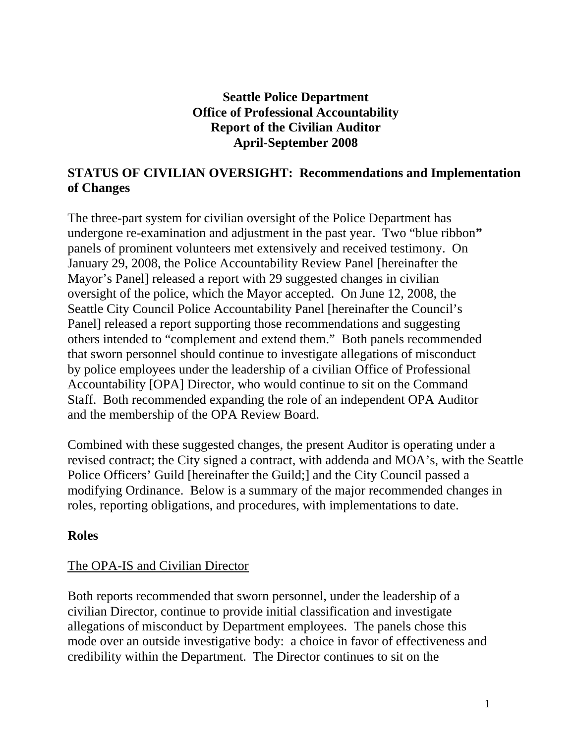# Seattle Police Department
# Office of Professional Accountability
# Report of the Civilian Auditor
# April-September 2008

## STATUS OF CIVILIAN OVERSIGHT: Recommendations and Implementation of Changes

The three-part system for civilian oversight of the Police Department has undergone re-examination and adjustment in the past year. Two "blue ribbon" panels of prominent volunteers met extensively and received testimony. On January 29, 2008, the Police Accountability Review Panel [hereinafter the Mayor's Panel] released a report with 29 suggested changes in civilian oversight of the police, which the Mayor accepted. On June 12, 2008, the Seattle City Council Police Accountability Panel [hereinafter the Council's Panel] released a report supporting those recommendations and suggesting others intended to "complement and extend them." Both panels recommended that sworn personnel should continue to investigate allegations of misconduct by police employees under the leadership of a civilian Office of Professional Accountability [OPA] Director, who would continue to sit on the Command Staff. Both recommended expanding the role of an independent OPA Auditor and the membership of the OPA Review Board.

Combined with these suggested changes, the present Auditor is operating under a revised contract; the City signed a contract, with addenda and MOA's, with the Seattle Police Officers' Guild [hereinafter the Guild;] and the City Council passed a modifying Ordinance. Below is a summary of the major recommended changes in roles, reporting obligations, and procedures, with implementations to date.

### Roles

#### The OPA-IS and Civilian Director

Both reports recommended that sworn personnel, under the leadership of a civilian Director, continue to provide initial classification and investigate allegations of misconduct by Department employees. The panels chose this mode over an outside investigative body: a choice in favor of effectiveness and credibility within the Department. The Director continues to sit on the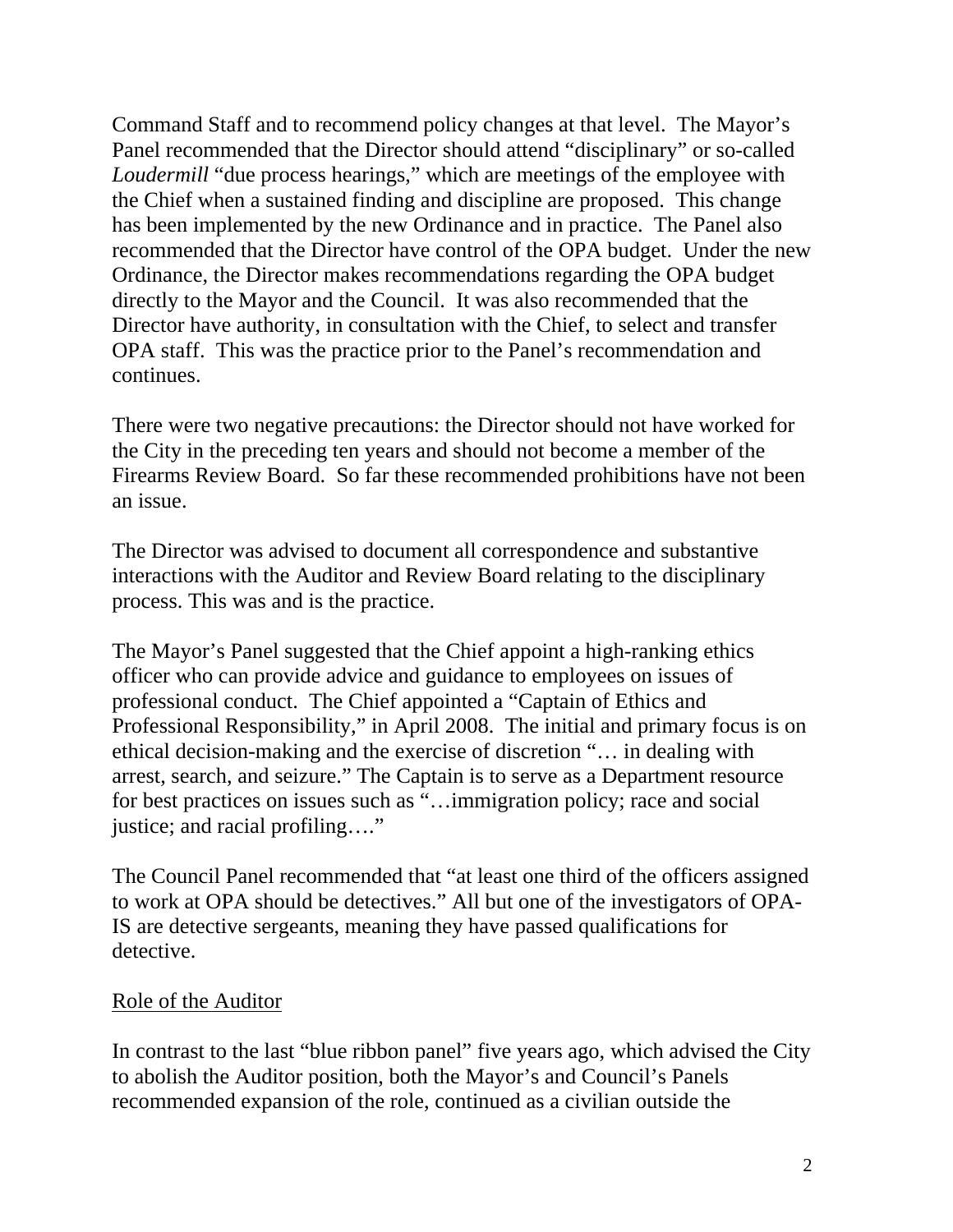Command Staff and to recommend policy changes at that level. The Mayor's Panel recommended that the Director should attend "disciplinary" or so-called *Loudermill* "due process hearings," which are meetings of the employee with the Chief when a sustained finding and discipline are proposed. This change has been implemented by the new Ordinance and in practice. The Panel also recommended that the Director have control of the OPA budget. Under the new Ordinance, the Director makes recommendations regarding the OPA budget directly to the Mayor and the Council. It was also recommended that the Director have authority, in consultation with the Chief, to select and transfer OPA staff. This was the practice prior to the Panel's recommendation and continues.

There were two negative precautions: the Director should not have worked for the City in the preceding ten years and should not become a member of the Firearms Review Board. So far these recommended prohibitions have not been an issue.

The Director was advised to document all correspondence and substantive interactions with the Auditor and Review Board relating to the disciplinary process. This was and is the practice.

The Mayor's Panel suggested that the Chief appoint a high-ranking ethics officer who can provide advice and guidance to employees on issues of professional conduct. The Chief appointed a "Captain of Ethics and Professional Responsibility," in April 2008. The initial and primary focus is on ethical decision-making and the exercise of discretion "… in dealing with arrest, search, and seizure." The Captain is to serve as a Department resource for best practices on issues such as "…immigration policy; race and social justice; and racial profiling…."

The Council Panel recommended that "at least one third of the officers assigned to work at OPA should be detectives." All but one of the investigators of OPA-IS are detective sergeants, meaning they have passed qualifications for detective.

<u>Role of the Auditor</u>

In contrast to the last "blue ribbon panel" five years ago, which advised the City to abolish the Auditor position, both the Mayor's and Council's Panels recommended expansion of the role, continued as a civilian outside the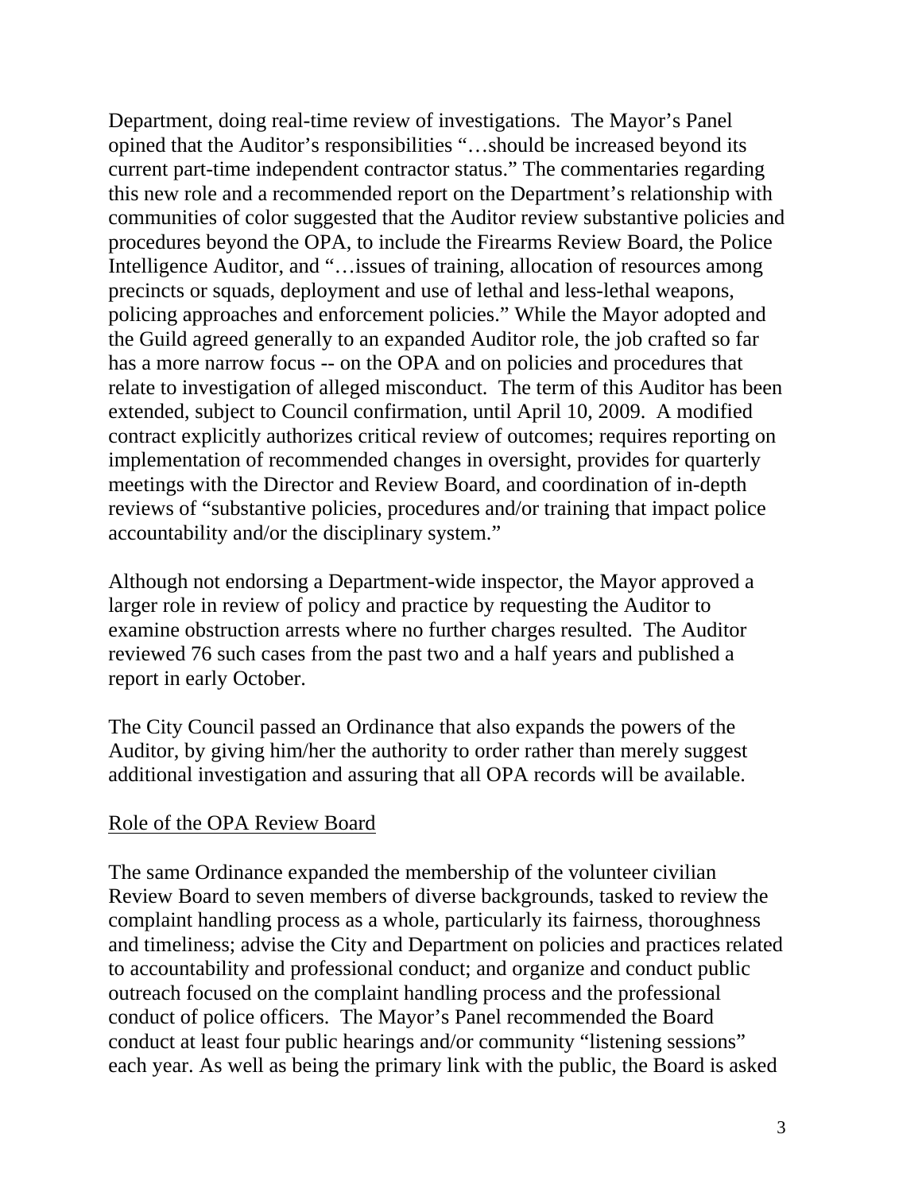Department, doing real-time review of investigations. The Mayor's Panel opined that the Auditor's responsibilities "…should be increased beyond its current part-time independent contractor status." The commentaries regarding this new role and a recommended report on the Department's relationship with communities of color suggested that the Auditor review substantive policies and procedures beyond the OPA, to include the Firearms Review Board, the Police Intelligence Auditor, and "…issues of training, allocation of resources among precincts or squads, deployment and use of lethal and less-lethal weapons, policing approaches and enforcement policies." While the Mayor adopted and the Guild agreed generally to an expanded Auditor role, the job crafted so far has a more narrow focus -- on the OPA and on policies and procedures that relate to investigation of alleged misconduct. The term of this Auditor has been extended, subject to Council confirmation, until April 10, 2009. A modified contract explicitly authorizes critical review of outcomes; requires reporting on implementation of recommended changes in oversight, provides for quarterly meetings with the Director and Review Board, and coordination of in-depth reviews of "substantive policies, procedures and/or training that impact police accountability and/or the disciplinary system."

Although not endorsing a Department-wide inspector, the Mayor approved a larger role in review of policy and practice by requesting the Auditor to examine obstruction arrests where no further charges resulted. The Auditor reviewed 76 such cases from the past two and a half years and published a report in early October.

The City Council passed an Ordinance that also expands the powers of the Auditor, by giving him/her the authority to order rather than merely suggest additional investigation and assuring that all OPA records will be available.

<u>Role of the OPA Review Board</u>

The same Ordinance expanded the membership of the volunteer civilian Review Board to seven members of diverse backgrounds, tasked to review the complaint handling process as a whole, particularly its fairness, thoroughness and timeliness; advise the City and Department on policies and practices related to accountability and professional conduct; and organize and conduct public outreach focused on the complaint handling process and the professional conduct of police officers. The Mayor's Panel recommended the Board conduct at least four public hearings and/or community "listening sessions" each year. As well as being the primary link with the public, the Board is asked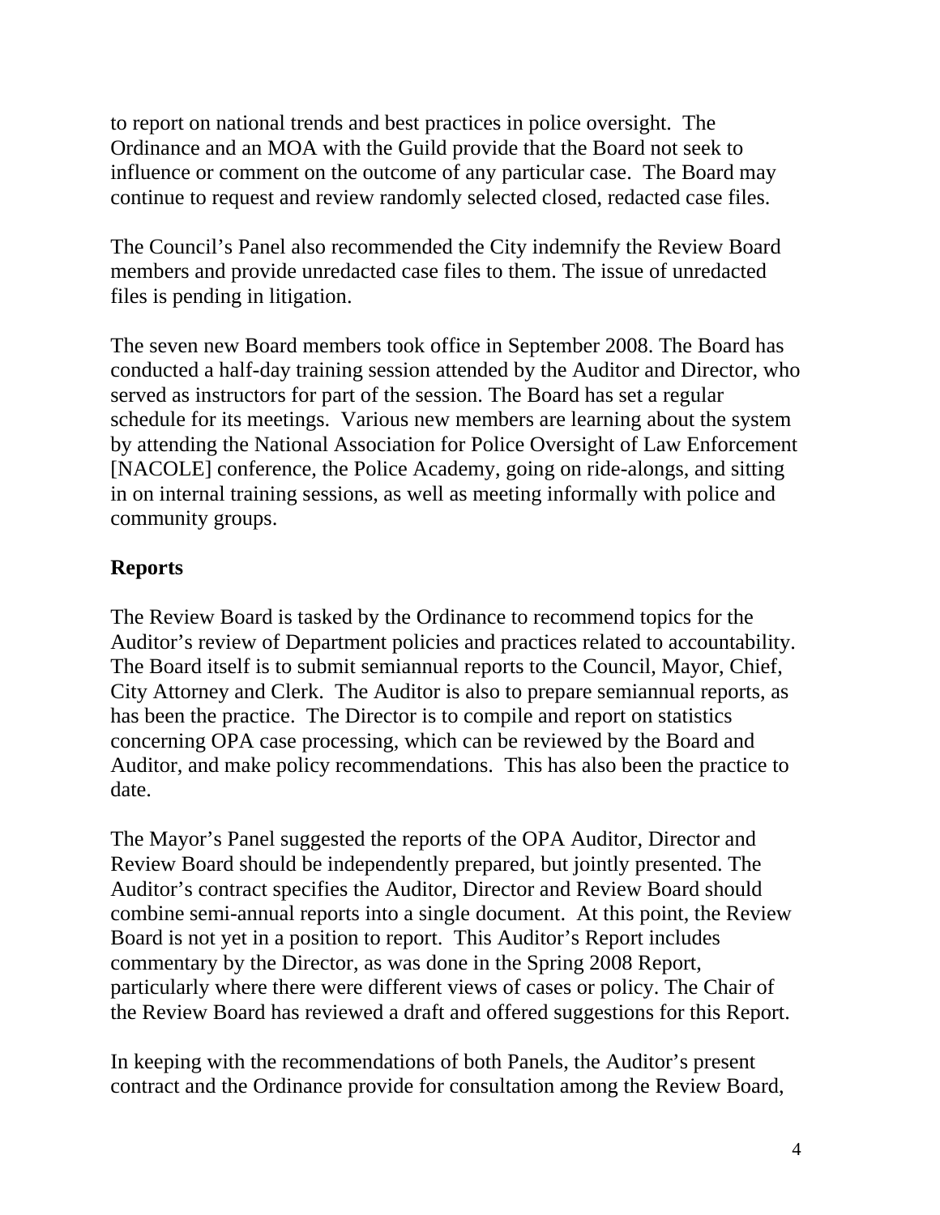to report on national trends and best practices in police oversight. The Ordinance and an MOA with the Guild provide that the Board not seek to influence or comment on the outcome of any particular case. The Board may continue to request and review randomly selected closed, redacted case files.

The Council's Panel also recommended the City indemnify the Review Board members and provide unredacted case files to them. The issue of unredacted files is pending in litigation.

The seven new Board members took office in September 2008. The Board has conducted a half-day training session attended by the Auditor and Director, who served as instructors for part of the session. The Board has set a regular schedule for its meetings. Various new members are learning about the system by attending the National Association for Police Oversight of Law Enforcement [NACOLE] conference, the Police Academy, going on ride-alongs, and sitting in on internal training sessions, as well as meeting informally with police and community groups.

## Reports

The Review Board is tasked by the Ordinance to recommend topics for the Auditor's review of Department policies and practices related to accountability. The Board itself is to submit semiannual reports to the Council, Mayor, Chief, City Attorney and Clerk. The Auditor is also to prepare semiannual reports, as has been the practice. The Director is to compile and report on statistics concerning OPA case processing, which can be reviewed by the Board and Auditor, and make policy recommendations. This has also been the practice to date.

The Mayor's Panel suggested the reports of the OPA Auditor, Director and Review Board should be independently prepared, but jointly presented. The Auditor's contract specifies the Auditor, Director and Review Board should combine semi-annual reports into a single document. At this point, the Review Board is not yet in a position to report. This Auditor's Report includes commentary by the Director, as was done in the Spring 2008 Report, particularly where there were different views of cases or policy. The Chair of the Review Board has reviewed a draft and offered suggestions for this Report.

In keeping with the recommendations of both Panels, the Auditor's present contract and the Ordinance provide for consultation among the Review Board,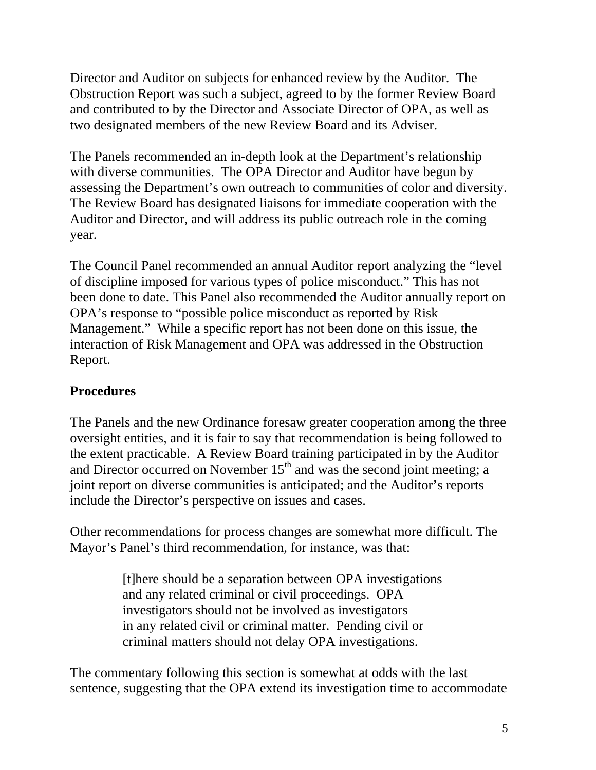Director and Auditor on subjects for enhanced review by the Auditor. The Obstruction Report was such a subject, agreed to by the former Review Board and contributed to by the Director and Associate Director of OPA, as well as two designated members of the new Review Board and its Adviser.

The Panels recommended an in-depth look at the Department's relationship with diverse communities. The OPA Director and Auditor have begun by assessing the Department's own outreach to communities of color and diversity. The Review Board has designated liaisons for immediate cooperation with the Auditor and Director, and will address its public outreach role in the coming year.

The Council Panel recommended an annual Auditor report analyzing the "level of discipline imposed for various types of police misconduct." This has not been done to date. This Panel also recommended the Auditor annually report on OPA's response to "possible police misconduct as reported by Risk Management." While a specific report has not been done on this issue, the interaction of Risk Management and OPA was addressed in the Obstruction Report.

## Procedures

The Panels and the new Ordinance foresaw greater cooperation among the three oversight entities, and it is fair to say that recommendation is being followed to the extent practicable. A Review Board training participated in by the Auditor and Director occurred on November 15th and was the second joint meeting; a joint report on diverse communities is anticipated; and the Auditor's reports include the Director's perspective on issues and cases.

Other recommendations for process changes are somewhat more difficult. The Mayor's Panel's third recommendation, for instance, was that:

> [t]here should be a separation between OPA investigations and any related criminal or civil proceedings. OPA investigators should not be involved as investigators in any related civil or criminal matter. Pending civil or criminal matters should not delay OPA investigations.

The commentary following this section is somewhat at odds with the last sentence, suggesting that the OPA extend its investigation time to accommodate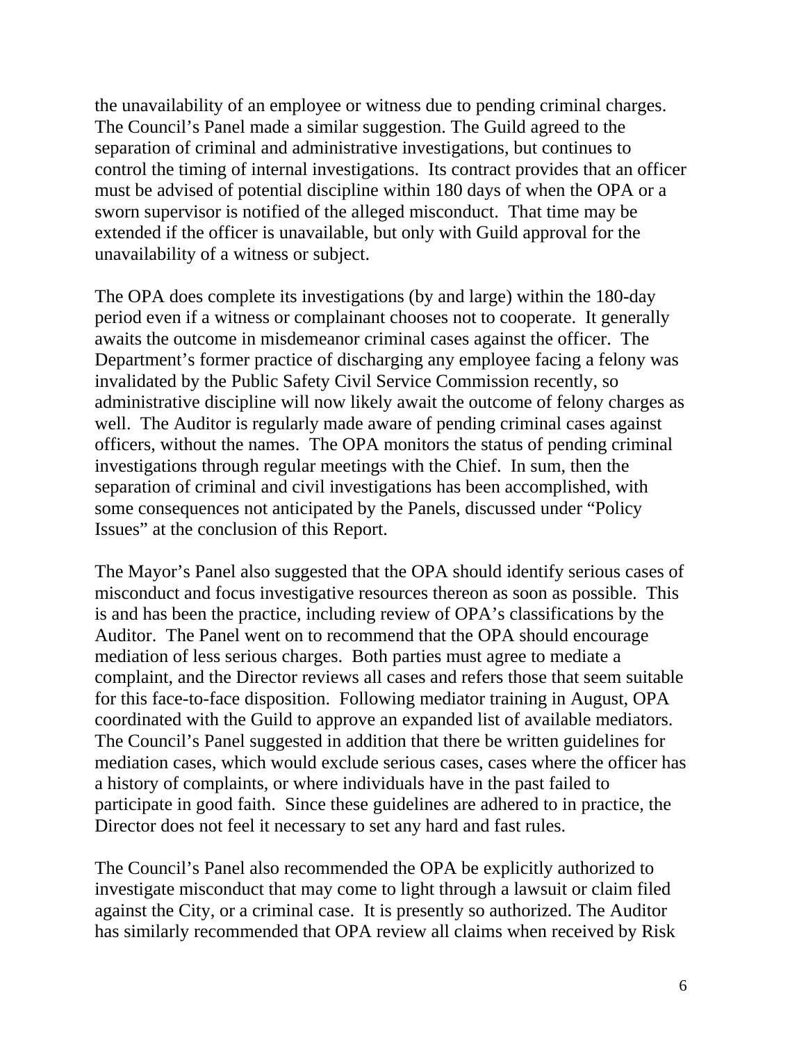the unavailability of an employee or witness due to pending criminal charges. The Council's Panel made a similar suggestion. The Guild agreed to the separation of criminal and administrative investigations, but continues to control the timing of internal investigations. Its contract provides that an officer must be advised of potential discipline within 180 days of when the OPA or a sworn supervisor is notified of the alleged misconduct. That time may be extended if the officer is unavailable, but only with Guild approval for the unavailability of a witness or subject.

The OPA does complete its investigations (by and large) within the 180-day period even if a witness or complainant chooses not to cooperate. It generally awaits the outcome in misdemeanor criminal cases against the officer. The Department's former practice of discharging any employee facing a felony was invalidated by the Public Safety Civil Service Commission recently, so administrative discipline will now likely await the outcome of felony charges as well. The Auditor is regularly made aware of pending criminal cases against officers, without the names. The OPA monitors the status of pending criminal investigations through regular meetings with the Chief. In sum, then the separation of criminal and civil investigations has been accomplished, with some consequences not anticipated by the Panels, discussed under "Policy Issues" at the conclusion of this Report.

The Mayor's Panel also suggested that the OPA should identify serious cases of misconduct and focus investigative resources thereon as soon as possible. This is and has been the practice, including review of OPA's classifications by the Auditor. The Panel went on to recommend that the OPA should encourage mediation of less serious charges. Both parties must agree to mediate a complaint, and the Director reviews all cases and refers those that seem suitable for this face-to-face disposition. Following mediator training in August, OPA coordinated with the Guild to approve an expanded list of available mediators. The Council's Panel suggested in addition that there be written guidelines for mediation cases, which would exclude serious cases, cases where the officer has a history of complaints, or where individuals have in the past failed to participate in good faith. Since these guidelines are adhered to in practice, the Director does not feel it necessary to set any hard and fast rules.

The Council's Panel also recommended the OPA be explicitly authorized to investigate misconduct that may come to light through a lawsuit or claim filed against the City, or a criminal case. It is presently so authorized. The Auditor has similarly recommended that OPA review all claims when received by Risk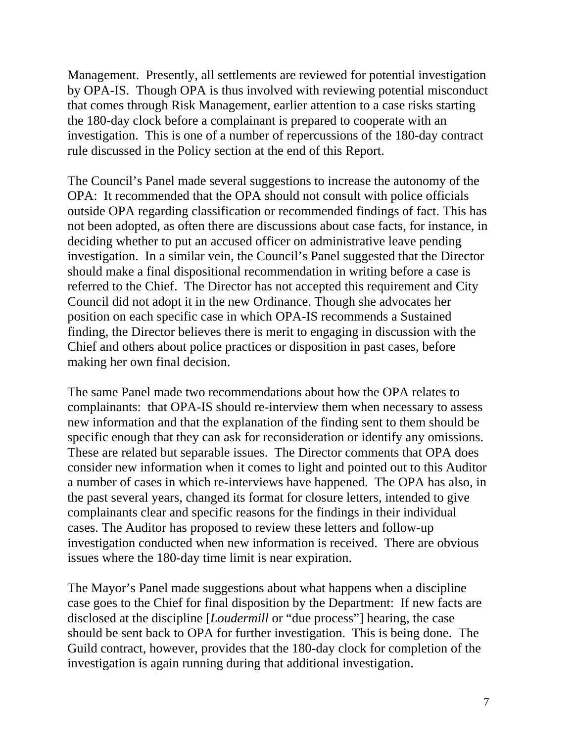Management. Presently, all settlements are reviewed for potential investigation by OPA-IS. Though OPA is thus involved with reviewing potential misconduct that comes through Risk Management, earlier attention to a case risks starting the 180-day clock before a complainant is prepared to cooperate with an investigation. This is one of a number of repercussions of the 180-day contract rule discussed in the Policy section at the end of this Report.

The Council's Panel made several suggestions to increase the autonomy of the OPA: It recommended that the OPA should not consult with police officials outside OPA regarding classification or recommended findings of fact. This has not been adopted, as often there are discussions about case facts, for instance, in deciding whether to put an accused officer on administrative leave pending investigation. In a similar vein, the Council's Panel suggested that the Director should make a final dispositional recommendation in writing before a case is referred to the Chief. The Director has not accepted this requirement and City Council did not adopt it in the new Ordinance. Though she advocates her position on each specific case in which OPA-IS recommends a Sustained finding, the Director believes there is merit to engaging in discussion with the Chief and others about police practices or disposition in past cases, before making her own final decision.

The same Panel made two recommendations about how the OPA relates to complainants: that OPA-IS should re-interview them when necessary to assess new information and that the explanation of the finding sent to them should be specific enough that they can ask for reconsideration or identify any omissions. These are related but separable issues. The Director comments that OPA does consider new information when it comes to light and pointed out to this Auditor a number of cases in which re-interviews have happened. The OPA has also, in the past several years, changed its format for closure letters, intended to give complainants clear and specific reasons for the findings in their individual cases. The Auditor has proposed to review these letters and follow-up investigation conducted when new information is received. There are obvious issues where the 180-day time limit is near expiration.

The Mayor's Panel made suggestions about what happens when a discipline case goes to the Chief for final disposition by the Department: If new facts are disclosed at the discipline [*Loudermill* or "due process"] hearing, the case should be sent back to OPA for further investigation. This is being done. The Guild contract, however, provides that the 180-day clock for completion of the investigation is again running during that additional investigation.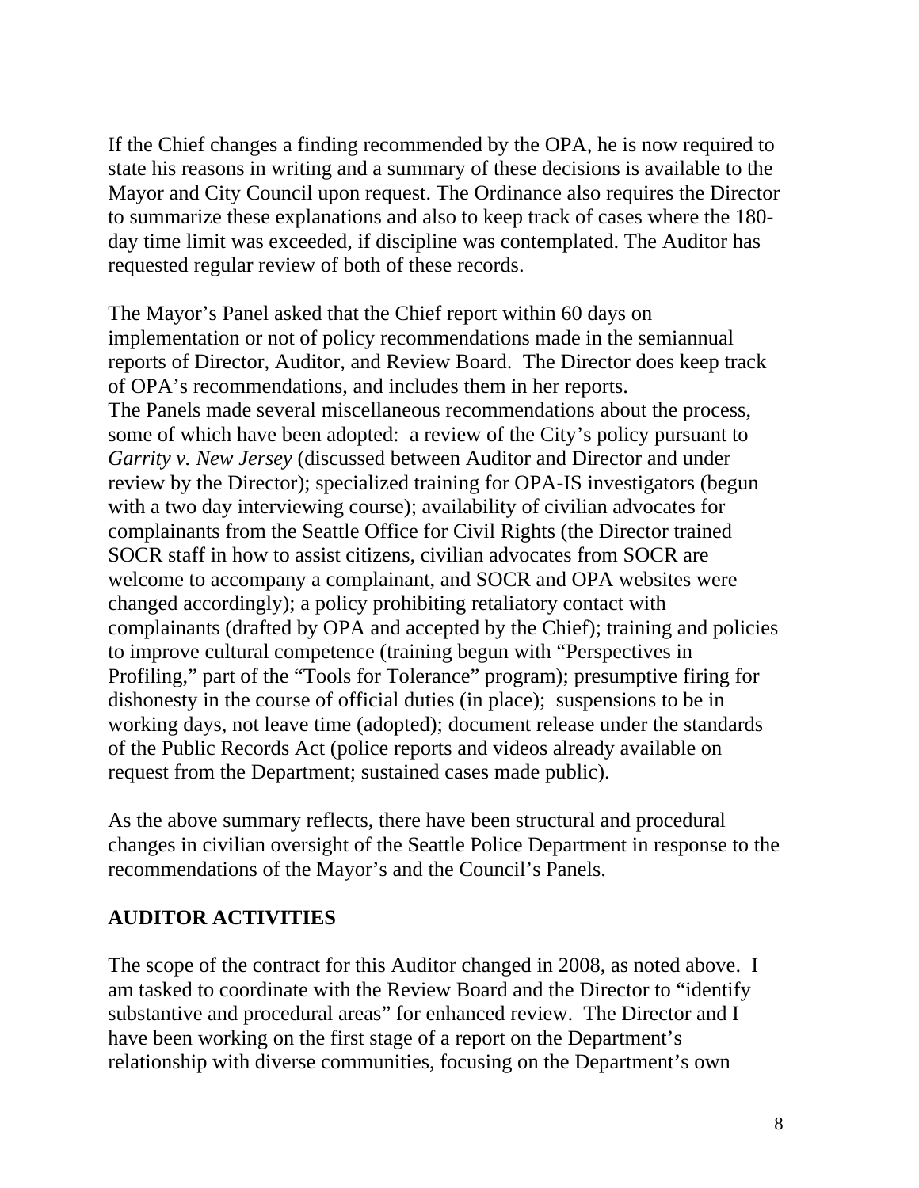If the Chief changes a finding recommended by the OPA, he is now required to state his reasons in writing and a summary of these decisions is available to the Mayor and City Council upon request. The Ordinance also requires the Director to summarize these explanations and also to keep track of cases where the 180-day time limit was exceeded, if discipline was contemplated. The Auditor has requested regular review of both of these records.

The Mayor's Panel asked that the Chief report within 60 days on implementation or not of policy recommendations made in the semiannual reports of Director, Auditor, and Review Board. The Director does keep track of OPA's recommendations, and includes them in her reports.
The Panels made several miscellaneous recommendations about the process, some of which have been adopted: a review of the City's policy pursuant to *Garrity v. New Jersey* (discussed between Auditor and Director and under review by the Director); specialized training for OPA-IS investigators (begun with a two day interviewing course); availability of civilian advocates for complainants from the Seattle Office for Civil Rights (the Director trained SOCR staff in how to assist citizens, civilian advocates from SOCR are welcome to accompany a complainant, and SOCR and OPA websites were changed accordingly); a policy prohibiting retaliatory contact with complainants (drafted by OPA and accepted by the Chief); training and policies to improve cultural competence (training begun with "Perspectives in Profiling," part of the "Tools for Tolerance" program); presumptive firing for dishonesty in the course of official duties (in place); suspensions to be in working days, not leave time (adopted); document release under the standards of the Public Records Act (police reports and videos already available on request from the Department; sustained cases made public).

As the above summary reflects, there have been structural and procedural changes in civilian oversight of the Seattle Police Department in response to the recommendations of the Mayor's and the Council's Panels.

## AUDITOR ACTIVITIES

The scope of the contract for this Auditor changed in 2008, as noted above. I am tasked to coordinate with the Review Board and the Director to "identify substantive and procedural areas" for enhanced review. The Director and I have been working on the first stage of a report on the Department's relationship with diverse communities, focusing on the Department's own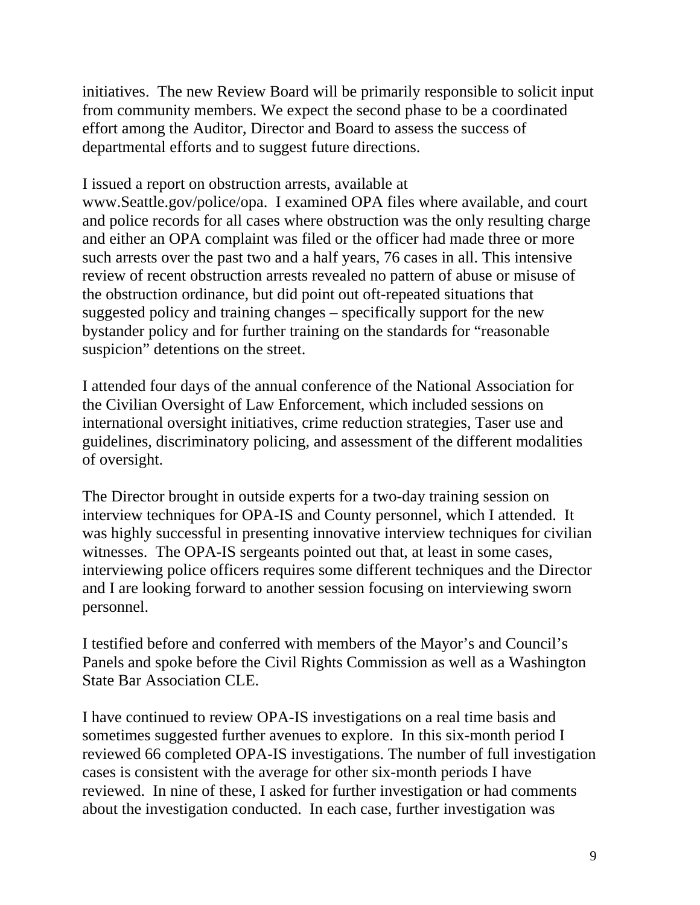initiatives. The new Review Board will be primarily responsible to solicit input from community members. We expect the second phase to be a coordinated effort among the Auditor, Director and Board to assess the success of departmental efforts and to suggest future directions.

I issued a report on obstruction arrests, available at www.Seattle.gov/police/opa. I examined OPA files where available, and court and police records for all cases where obstruction was the only resulting charge and either an OPA complaint was filed or the officer had made three or more such arrests over the past two and a half years, 76 cases in all. This intensive review of recent obstruction arrests revealed no pattern of abuse or misuse of the obstruction ordinance, but did point out oft-repeated situations that suggested policy and training changes – specifically support for the new bystander policy and for further training on the standards for "reasonable suspicion" detentions on the street.

I attended four days of the annual conference of the National Association for the Civilian Oversight of Law Enforcement, which included sessions on international oversight initiatives, crime reduction strategies, Taser use and guidelines, discriminatory policing, and assessment of the different modalities of oversight.

The Director brought in outside experts for a two-day training session on interview techniques for OPA-IS and County personnel, which I attended. It was highly successful in presenting innovative interview techniques for civilian witnesses. The OPA-IS sergeants pointed out that, at least in some cases, interviewing police officers requires some different techniques and the Director and I are looking forward to another session focusing on interviewing sworn personnel.

I testified before and conferred with members of the Mayor's and Council's Panels and spoke before the Civil Rights Commission as well as a Washington State Bar Association CLE.

I have continued to review OPA-IS investigations on a real time basis and sometimes suggested further avenues to explore. In this six-month period I reviewed 66 completed OPA-IS investigations. The number of full investigation cases is consistent with the average for other six-month periods I have reviewed. In nine of these, I asked for further investigation or had comments about the investigation conducted. In each case, further investigation was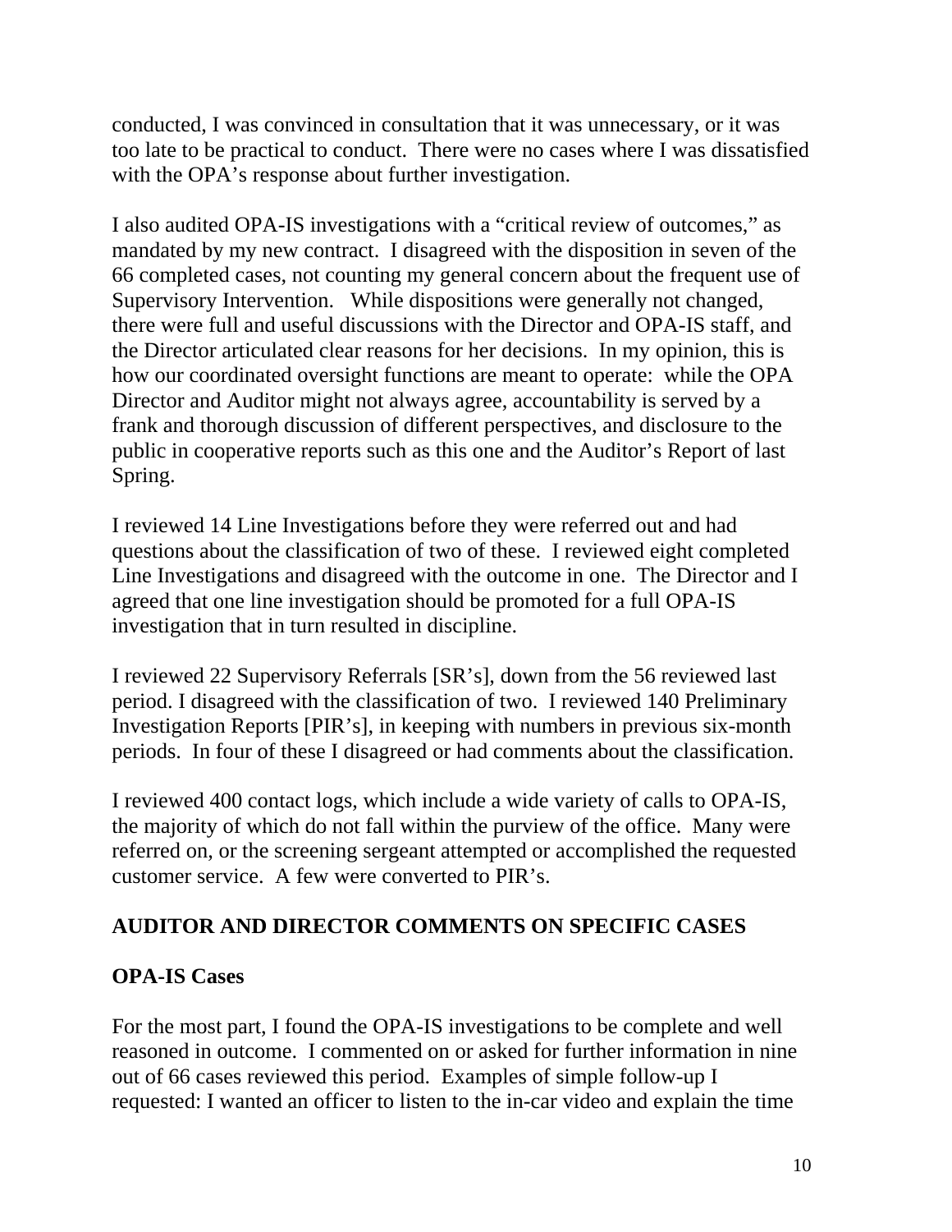conducted, I was convinced in consultation that it was unnecessary, or it was too late to be practical to conduct. There were no cases where I was dissatisfied with the OPA's response about further investigation.

I also audited OPA-IS investigations with a "critical review of outcomes," as mandated by my new contract. I disagreed with the disposition in seven of the 66 completed cases, not counting my general concern about the frequent use of Supervisory Intervention. While dispositions were generally not changed, there were full and useful discussions with the Director and OPA-IS staff, and the Director articulated clear reasons for her decisions. In my opinion, this is how our coordinated oversight functions are meant to operate: while the OPA Director and Auditor might not always agree, accountability is served by a frank and thorough discussion of different perspectives, and disclosure to the public in cooperative reports such as this one and the Auditor's Report of last Spring.

I reviewed 14 Line Investigations before they were referred out and had questions about the classification of two of these. I reviewed eight completed Line Investigations and disagreed with the outcome in one. The Director and I agreed that one line investigation should be promoted for a full OPA-IS investigation that in turn resulted in discipline.

I reviewed 22 Supervisory Referrals [SR's], down from the 56 reviewed last period. I disagreed with the classification of two. I reviewed 140 Preliminary Investigation Reports [PIR's], in keeping with numbers in previous six-month periods. In four of these I disagreed or had comments about the classification.

I reviewed 400 contact logs, which include a wide variety of calls to OPA-IS, the majority of which do not fall within the purview of the office. Many were referred on, or the screening sergeant attempted or accomplished the requested customer service. A few were converted to PIR's.

## AUDITOR AND DIRECTOR COMMENTS ON SPECIFIC CASES

### OPA-IS Cases

For the most part, I found the OPA-IS investigations to be complete and well reasoned in outcome. I commented on or asked for further information in nine out of 66 cases reviewed this period. Examples of simple follow-up I requested: I wanted an officer to listen to the in-car video and explain the time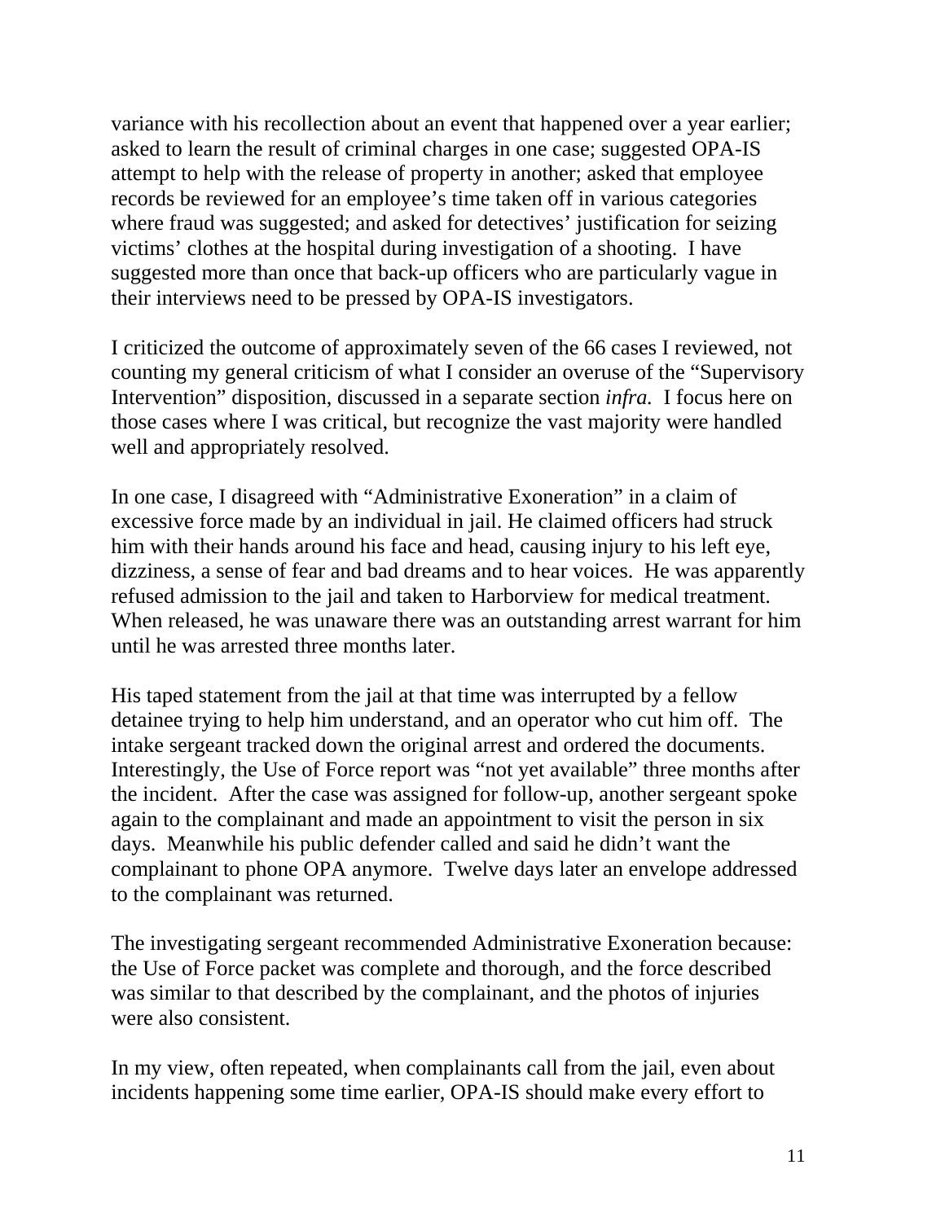variance with his recollection about an event that happened over a year earlier; asked to learn the result of criminal charges in one case; suggested OPA-IS attempt to help with the release of property in another; asked that employee records be reviewed for an employee's time taken off in various categories where fraud was suggested; and asked for detectives' justification for seizing victims' clothes at the hospital during investigation of a shooting. I have suggested more than once that back-up officers who are particularly vague in their interviews need to be pressed by OPA-IS investigators.

I criticized the outcome of approximately seven of the 66 cases I reviewed, not counting my general criticism of what I consider an overuse of the "Supervisory Intervention" disposition, discussed in a separate section *infra.* I focus here on those cases where I was critical, but recognize the vast majority were handled well and appropriately resolved.

In one case, I disagreed with "Administrative Exoneration" in a claim of excessive force made by an individual in jail. He claimed officers had struck him with their hands around his face and head, causing injury to his left eye, dizziness, a sense of fear and bad dreams and to hear voices. He was apparently refused admission to the jail and taken to Harborview for medical treatment. When released, he was unaware there was an outstanding arrest warrant for him until he was arrested three months later.

His taped statement from the jail at that time was interrupted by a fellow detainee trying to help him understand, and an operator who cut him off. The intake sergeant tracked down the original arrest and ordered the documents. Interestingly, the Use of Force report was "not yet available" three months after the incident. After the case was assigned for follow-up, another sergeant spoke again to the complainant and made an appointment to visit the person in six days. Meanwhile his public defender called and said he didn't want the complainant to phone OPA anymore. Twelve days later an envelope addressed to the complainant was returned.

The investigating sergeant recommended Administrative Exoneration because: the Use of Force packet was complete and thorough, and the force described was similar to that described by the complainant, and the photos of injuries were also consistent.

In my view, often repeated, when complainants call from the jail, even about incidents happening some time earlier, OPA-IS should make every effort to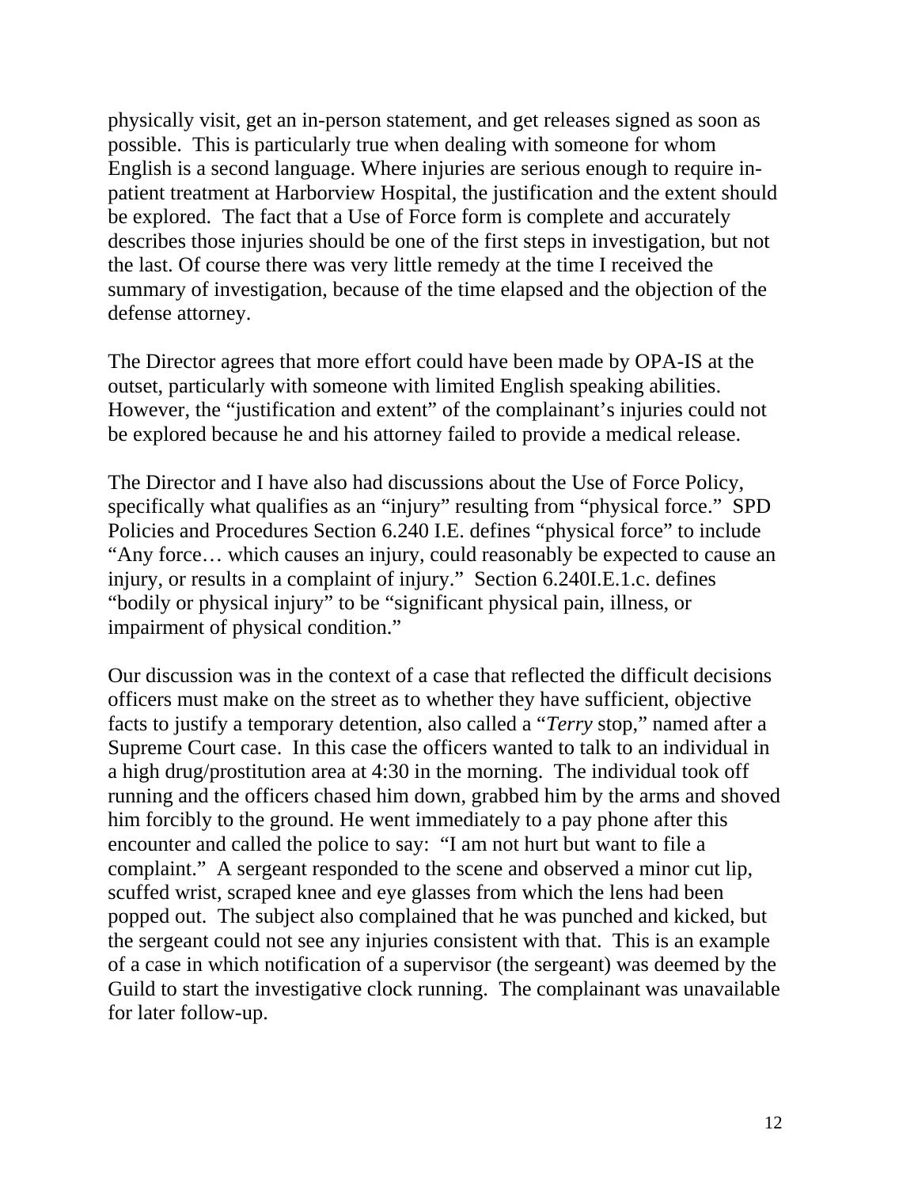physically visit, get an in-person statement, and get releases signed as soon as possible. This is particularly true when dealing with someone for whom English is a second language. Where injuries are serious enough to require in-patient treatment at Harborview Hospital, the justification and the extent should be explored. The fact that a Use of Force form is complete and accurately describes those injuries should be one of the first steps in investigation, but not the last. Of course there was very little remedy at the time I received the summary of investigation, because of the time elapsed and the objection of the defense attorney.

The Director agrees that more effort could have been made by OPA-IS at the outset, particularly with someone with limited English speaking abilities. However, the "justification and extent" of the complainant's injuries could not be explored because he and his attorney failed to provide a medical release.

The Director and I have also had discussions about the Use of Force Policy, specifically what qualifies as an "injury" resulting from "physical force." SPD Policies and Procedures Section 6.240 I.E. defines "physical force" to include "Any force… which causes an injury, could reasonably be expected to cause an injury, or results in a complaint of injury." Section 6.240I.E.1.c. defines "bodily or physical injury" to be "significant physical pain, illness, or impairment of physical condition."

Our discussion was in the context of a case that reflected the difficult decisions officers must make on the street as to whether they have sufficient, objective facts to justify a temporary detention, also called a "*Terry* stop," named after a Supreme Court case. In this case the officers wanted to talk to an individual in a high drug/prostitution area at 4:30 in the morning. The individual took off running and the officers chased him down, grabbed him by the arms and shoved him forcibly to the ground. He went immediately to a pay phone after this encounter and called the police to say: "I am not hurt but want to file a complaint." A sergeant responded to the scene and observed a minor cut lip, scuffed wrist, scraped knee and eye glasses from which the lens had been popped out. The subject also complained that he was punched and kicked, but the sergeant could not see any injuries consistent with that. This is an example of a case in which notification of a supervisor (the sergeant) was deemed by the Guild to start the investigative clock running. The complainant was unavailable for later follow-up.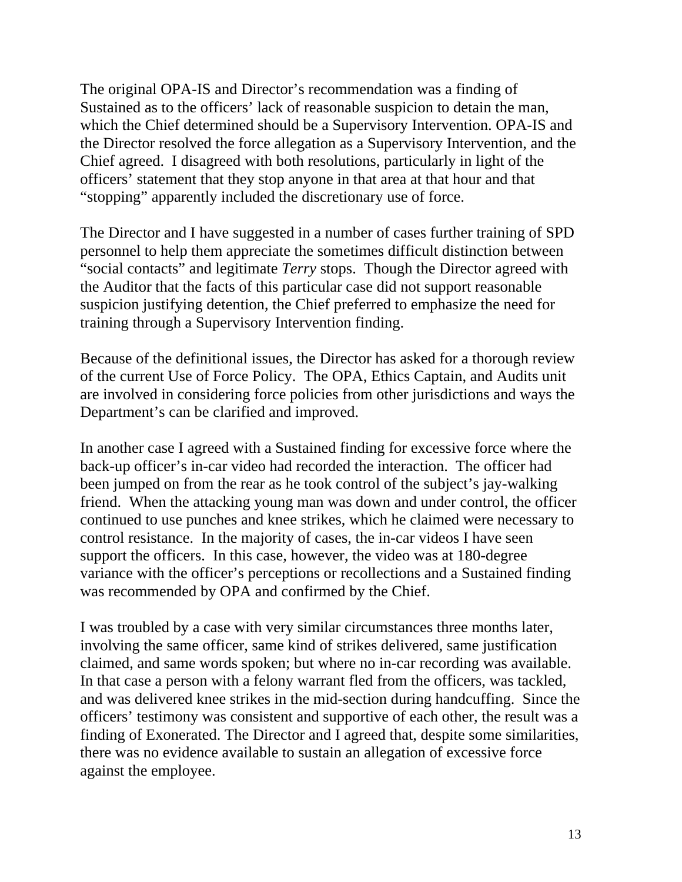The original OPA-IS and Director's recommendation was a finding of Sustained as to the officers' lack of reasonable suspicion to detain the man, which the Chief determined should be a Supervisory Intervention. OPA-IS and the Director resolved the force allegation as a Supervisory Intervention, and the Chief agreed. I disagreed with both resolutions, particularly in light of the officers' statement that they stop anyone in that area at that hour and that "stopping" apparently included the discretionary use of force.

The Director and I have suggested in a number of cases further training of SPD personnel to help them appreciate the sometimes difficult distinction between "social contacts" and legitimate *Terry* stops. Though the Director agreed with the Auditor that the facts of this particular case did not support reasonable suspicion justifying detention, the Chief preferred to emphasize the need for training through a Supervisory Intervention finding.

Because of the definitional issues, the Director has asked for a thorough review of the current Use of Force Policy. The OPA, Ethics Captain, and Audits unit are involved in considering force policies from other jurisdictions and ways the Department's can be clarified and improved.

In another case I agreed with a Sustained finding for excessive force where the back-up officer's in-car video had recorded the interaction. The officer had been jumped on from the rear as he took control of the subject's jay-walking friend. When the attacking young man was down and under control, the officer continued to use punches and knee strikes, which he claimed were necessary to control resistance. In the majority of cases, the in-car videos I have seen support the officers. In this case, however, the video was at 180-degree variance with the officer's perceptions or recollections and a Sustained finding was recommended by OPA and confirmed by the Chief.

I was troubled by a case with very similar circumstances three months later, involving the same officer, same kind of strikes delivered, same justification claimed, and same words spoken; but where no in-car recording was available. In that case a person with a felony warrant fled from the officers, was tackled, and was delivered knee strikes in the mid-section during handcuffing. Since the officers' testimony was consistent and supportive of each other, the result was a finding of Exonerated. The Director and I agreed that, despite some similarities, there was no evidence available to sustain an allegation of excessive force against the employee.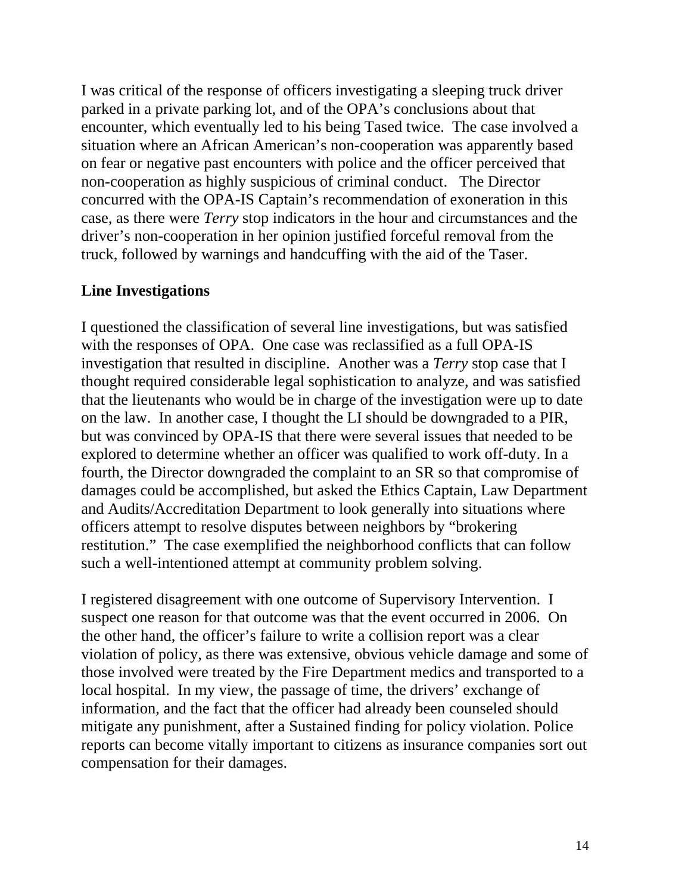I was critical of the response of officers investigating a sleeping truck driver parked in a private parking lot, and of the OPA's conclusions about that encounter, which eventually led to his being Tased twice. The case involved a situation where an African American's non-cooperation was apparently based on fear or negative past encounters with police and the officer perceived that non-cooperation as highly suspicious of criminal conduct. The Director concurred with the OPA-IS Captain's recommendation of exoneration in this case, as there were *Terry* stop indicators in the hour and circumstances and the driver's non-cooperation in her opinion justified forceful removal from the truck, followed by warnings and handcuffing with the aid of the Taser.

**Line Investigations**

I questioned the classification of several line investigations, but was satisfied with the responses of OPA. One case was reclassified as a full OPA-IS investigation that resulted in discipline. Another was a *Terry* stop case that I thought required considerable legal sophistication to analyze, and was satisfied that the lieutenants who would be in charge of the investigation were up to date on the law. In another case, I thought the LI should be downgraded to a PIR, but was convinced by OPA-IS that there were several issues that needed to be explored to determine whether an officer was qualified to work off-duty. In a fourth, the Director downgraded the complaint to an SR so that compromise of damages could be accomplished, but asked the Ethics Captain, Law Department and Audits/Accreditation Department to look generally into situations where officers attempt to resolve disputes between neighbors by "brokering restitution." The case exemplified the neighborhood conflicts that can follow such a well-intentioned attempt at community problem solving.

I registered disagreement with one outcome of Supervisory Intervention. I suspect one reason for that outcome was that the event occurred in 2006. On the other hand, the officer's failure to write a collision report was a clear violation of policy, as there was extensive, obvious vehicle damage and some of those involved were treated by the Fire Department medics and transported to a local hospital. In my view, the passage of time, the drivers' exchange of information, and the fact that the officer had already been counseled should mitigate any punishment, after a Sustained finding for policy violation. Police reports can become vitally important to citizens as insurance companies sort out compensation for their damages.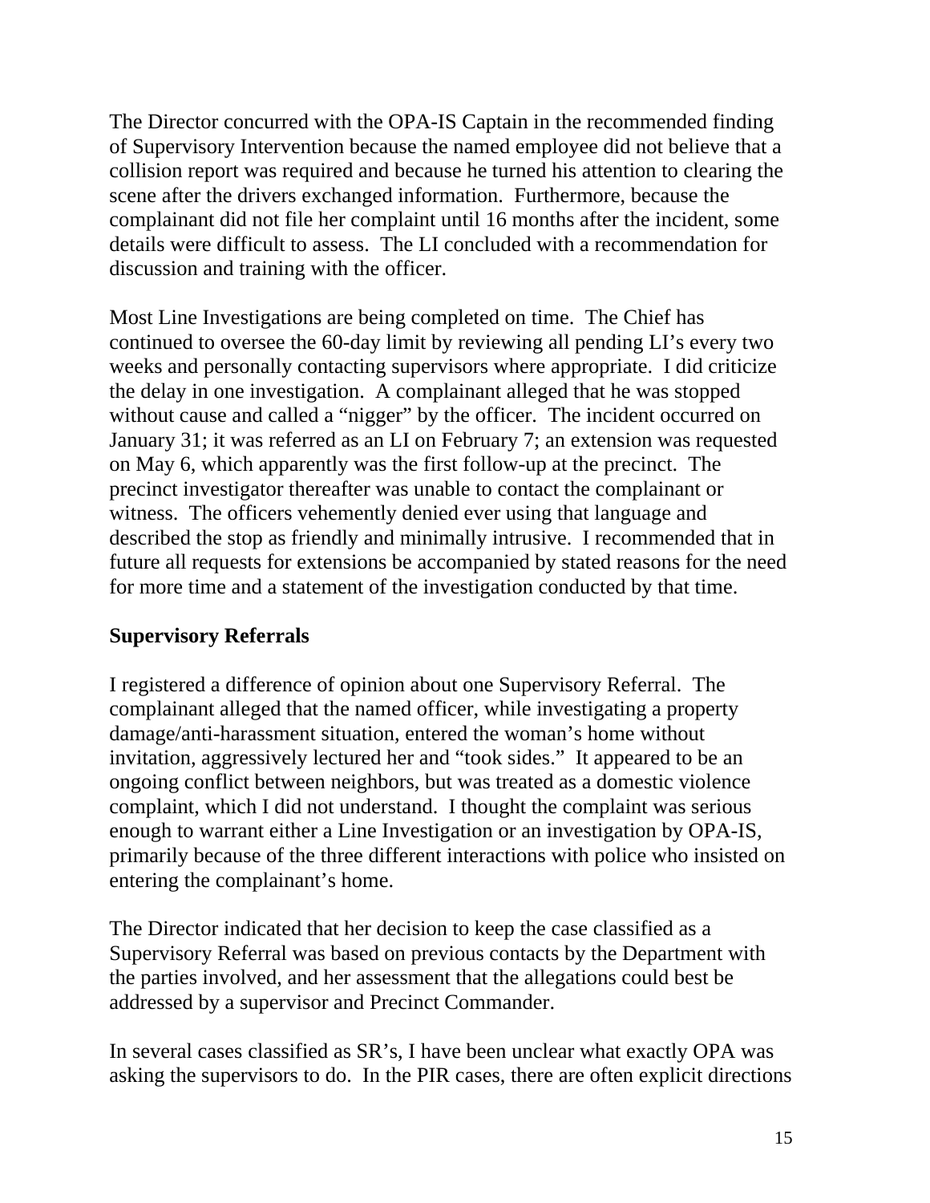The Director concurred with the OPA-IS Captain in the recommended finding of Supervisory Intervention because the named employee did not believe that a collision report was required and because he turned his attention to clearing the scene after the drivers exchanged information. Furthermore, because the complainant did not file her complaint until 16 months after the incident, some details were difficult to assess. The LI concluded with a recommendation for discussion and training with the officer.

Most Line Investigations are being completed on time. The Chief has continued to oversee the 60-day limit by reviewing all pending LI's every two weeks and personally contacting supervisors where appropriate. I did criticize the delay in one investigation. A complainant alleged that he was stopped without cause and called a "nigger" by the officer. The incident occurred on January 31; it was referred as an LI on February 7; an extension was requested on May 6, which apparently was the first follow-up at the precinct. The precinct investigator thereafter was unable to contact the complainant or witness. The officers vehemently denied ever using that language and described the stop as friendly and minimally intrusive. I recommended that in future all requests for extensions be accompanied by stated reasons for the need for more time and a statement of the investigation conducted by that time.

**Supervisory Referrals**

I registered a difference of opinion about one Supervisory Referral. The complainant alleged that the named officer, while investigating a property damage/anti-harassment situation, entered the woman's home without invitation, aggressively lectured her and "took sides." It appeared to be an ongoing conflict between neighbors, but was treated as a domestic violence complaint, which I did not understand. I thought the complaint was serious enough to warrant either a Line Investigation or an investigation by OPA-IS, primarily because of the three different interactions with police who insisted on entering the complainant's home.

The Director indicated that her decision to keep the case classified as a Supervisory Referral was based on previous contacts by the Department with the parties involved, and her assessment that the allegations could best be addressed by a supervisor and Precinct Commander.

In several cases classified as SR's, I have been unclear what exactly OPA was asking the supervisors to do. In the PIR cases, there are often explicit directions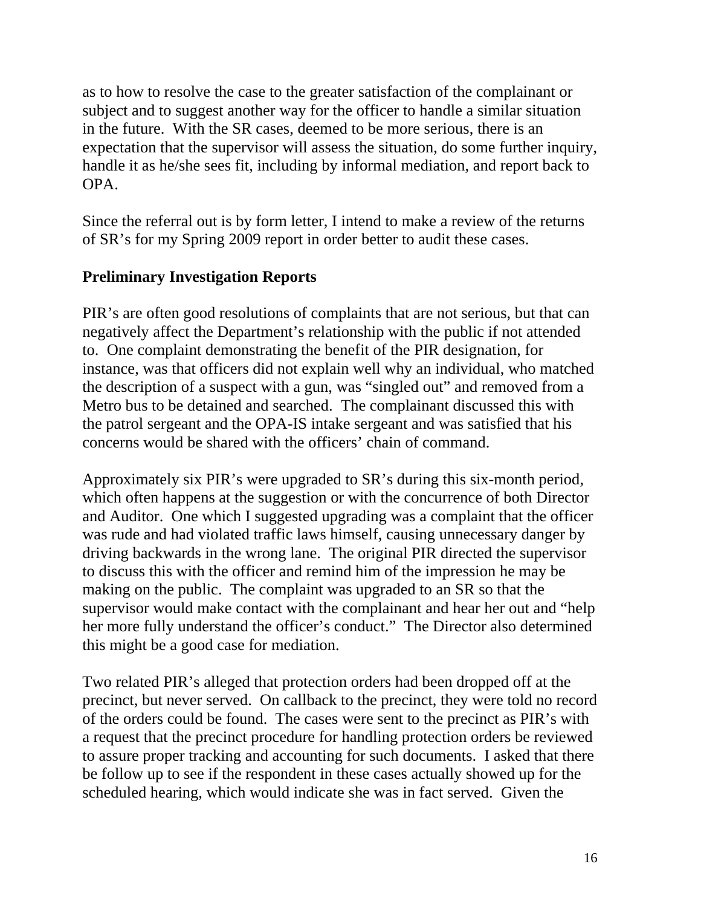as to how to resolve the case to the greater satisfaction of the complainant or subject and to suggest another way for the officer to handle a similar situation in the future. With the SR cases, deemed to be more serious, there is an expectation that the supervisor will assess the situation, do some further inquiry, handle it as he/she sees fit, including by informal mediation, and report back to OPA.

Since the referral out is by form letter, I intend to make a review of the returns of SR's for my Spring 2009 report in order better to audit these cases.

**Preliminary Investigation Reports**

PIR's are often good resolutions of complaints that are not serious, but that can negatively affect the Department's relationship with the public if not attended to. One complaint demonstrating the benefit of the PIR designation, for instance, was that officers did not explain well why an individual, who matched the description of a suspect with a gun, was "singled out" and removed from a Metro bus to be detained and searched. The complainant discussed this with the patrol sergeant and the OPA-IS intake sergeant and was satisfied that his concerns would be shared with the officers' chain of command.

Approximately six PIR's were upgraded to SR's during this six-month period, which often happens at the suggestion or with the concurrence of both Director and Auditor. One which I suggested upgrading was a complaint that the officer was rude and had violated traffic laws himself, causing unnecessary danger by driving backwards in the wrong lane. The original PIR directed the supervisor to discuss this with the officer and remind him of the impression he may be making on the public. The complaint was upgraded to an SR so that the supervisor would make contact with the complainant and hear her out and "help her more fully understand the officer's conduct." The Director also determined this might be a good case for mediation.

Two related PIR's alleged that protection orders had been dropped off at the precinct, but never served. On callback to the precinct, they were told no record of the orders could be found. The cases were sent to the precinct as PIR's with a request that the precinct procedure for handling protection orders be reviewed to assure proper tracking and accounting for such documents. I asked that there be follow up to see if the respondent in these cases actually showed up for the scheduled hearing, which would indicate she was in fact served. Given the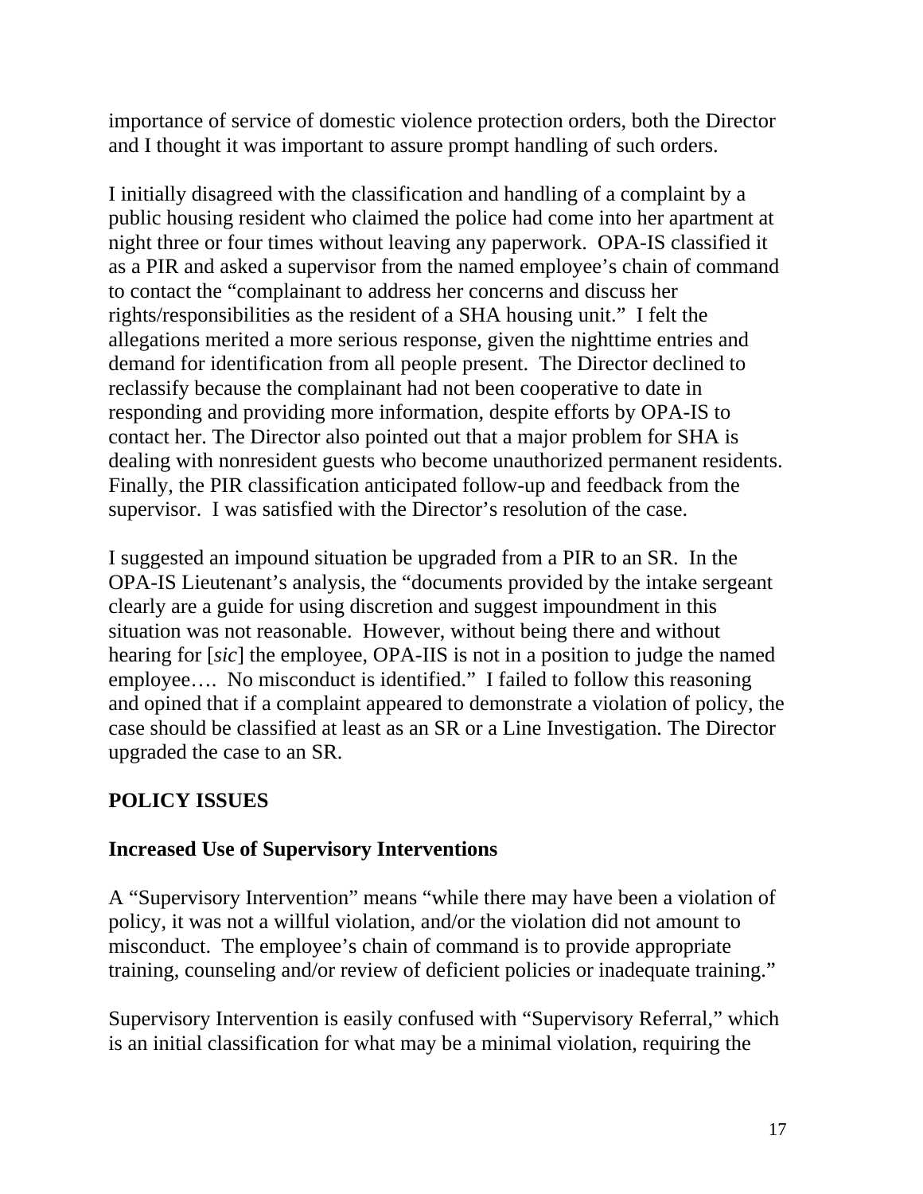importance of service of domestic violence protection orders, both the Director and I thought it was important to assure prompt handling of such orders.

I initially disagreed with the classification and handling of a complaint by a public housing resident who claimed the police had come into her apartment at night three or four times without leaving any paperwork. OPA-IS classified it as a PIR and asked a supervisor from the named employee's chain of command to contact the "complainant to address her concerns and discuss her rights/responsibilities as the resident of a SHA housing unit." I felt the allegations merited a more serious response, given the nighttime entries and demand for identification from all people present. The Director declined to reclassify because the complainant had not been cooperative to date in responding and providing more information, despite efforts by OPA-IS to contact her. The Director also pointed out that a major problem for SHA is dealing with nonresident guests who become unauthorized permanent residents. Finally, the PIR classification anticipated follow-up and feedback from the supervisor. I was satisfied with the Director's resolution of the case.

I suggested an impound situation be upgraded from a PIR to an SR. In the OPA-IS Lieutenant's analysis, the "documents provided by the intake sergeant clearly are a guide for using discretion and suggest impoundment in this situation was not reasonable. However, without being there and without hearing for [*sic*] the employee, OPA-IIS is not in a position to judge the named employee…. No misconduct is identified." I failed to follow this reasoning and opined that if a complaint appeared to demonstrate a violation of policy, the case should be classified at least as an SR or a Line Investigation. The Director upgraded the case to an SR.

## POLICY ISSUES

### Increased Use of Supervisory Interventions

A "Supervisory Intervention" means "while there may have been a violation of policy, it was not a willful violation, and/or the violation did not amount to misconduct. The employee's chain of command is to provide appropriate training, counseling and/or review of deficient policies or inadequate training."

Supervisory Intervention is easily confused with "Supervisory Referral," which is an initial classification for what may be a minimal violation, requiring the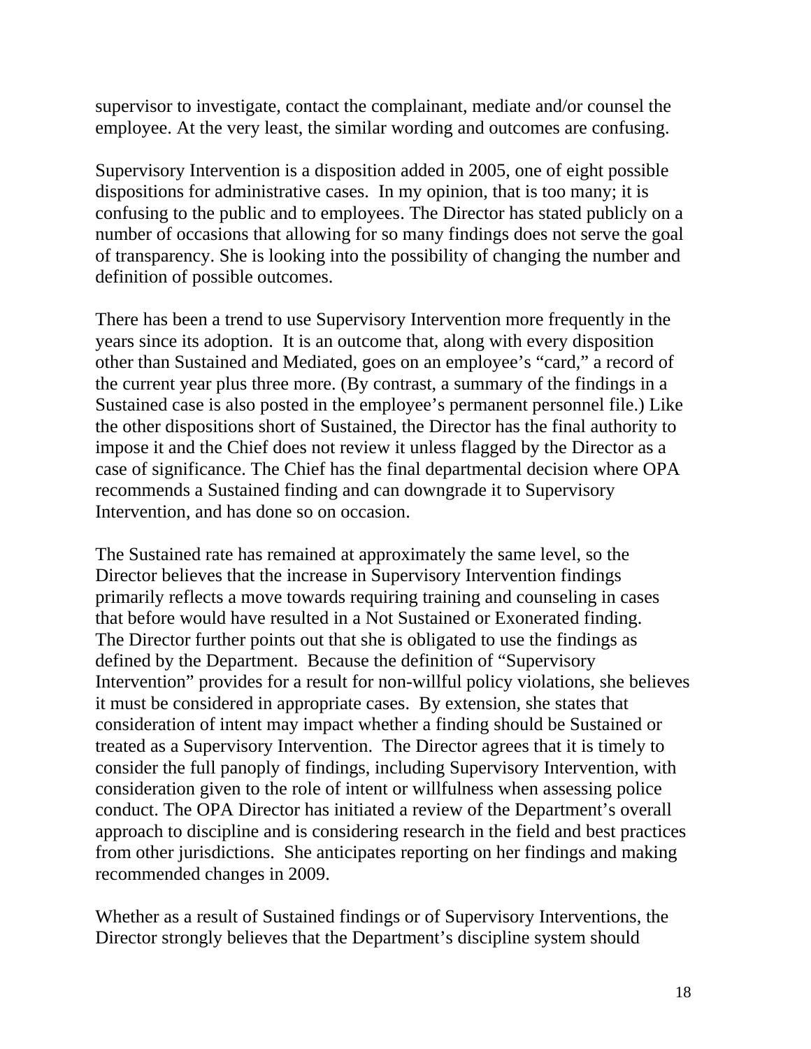supervisor to investigate, contact the complainant, mediate and/or counsel the employee. At the very least, the similar wording and outcomes are confusing.

Supervisory Intervention is a disposition added in 2005, one of eight possible dispositions for administrative cases. In my opinion, that is too many; it is confusing to the public and to employees. The Director has stated publicly on a number of occasions that allowing for so many findings does not serve the goal of transparency. She is looking into the possibility of changing the number and definition of possible outcomes.

There has been a trend to use Supervisory Intervention more frequently in the years since its adoption. It is an outcome that, along with every disposition other than Sustained and Mediated, goes on an employee's "card," a record of the current year plus three more. (By contrast, a summary of the findings in a Sustained case is also posted in the employee's permanent personnel file.) Like the other dispositions short of Sustained, the Director has the final authority to impose it and the Chief does not review it unless flagged by the Director as a case of significance. The Chief has the final departmental decision where OPA recommends a Sustained finding and can downgrade it to Supervisory Intervention, and has done so on occasion.

The Sustained rate has remained at approximately the same level, so the Director believes that the increase in Supervisory Intervention findings primarily reflects a move towards requiring training and counseling in cases that before would have resulted in a Not Sustained or Exonerated finding. The Director further points out that she is obligated to use the findings as defined by the Department. Because the definition of "Supervisory Intervention" provides for a result for non-willful policy violations, she believes it must be considered in appropriate cases. By extension, she states that consideration of intent may impact whether a finding should be Sustained or treated as a Supervisory Intervention. The Director agrees that it is timely to consider the full panoply of findings, including Supervisory Intervention, with consideration given to the role of intent or willfulness when assessing police conduct. The OPA Director has initiated a review of the Department's overall approach to discipline and is considering research in the field and best practices from other jurisdictions. She anticipates reporting on her findings and making recommended changes in 2009.

Whether as a result of Sustained findings or of Supervisory Interventions, the Director strongly believes that the Department's discipline system should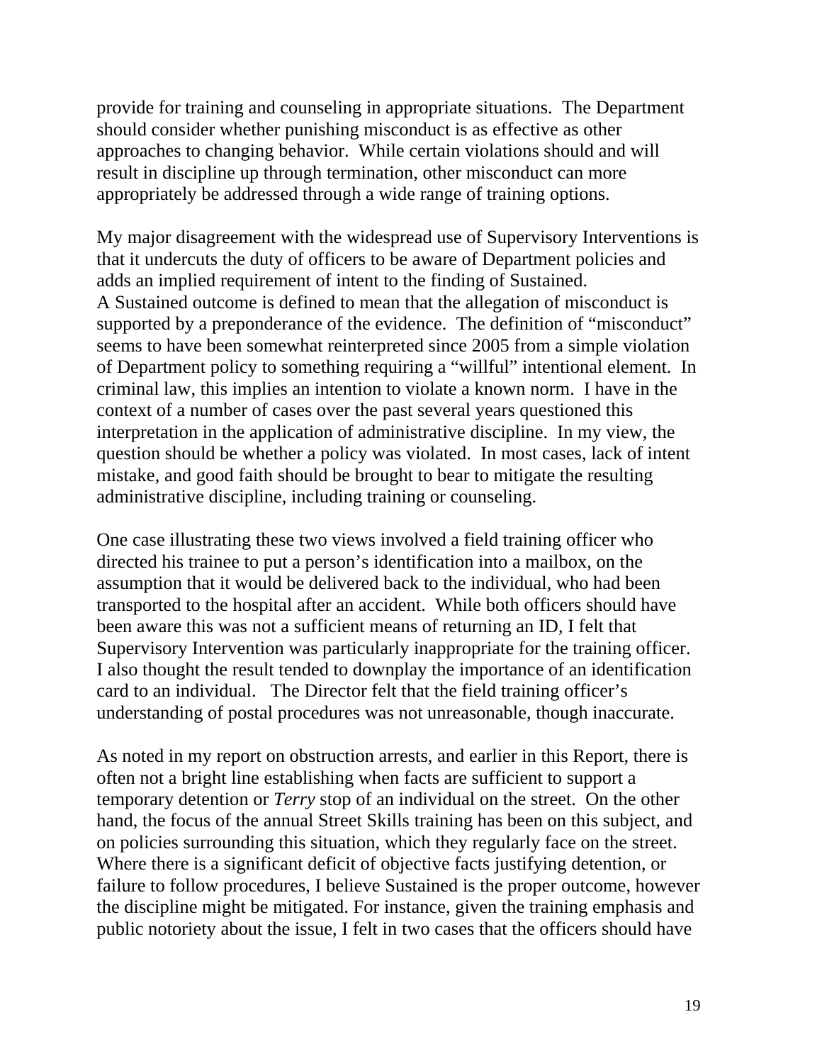provide for training and counseling in appropriate situations. The Department should consider whether punishing misconduct is as effective as other approaches to changing behavior. While certain violations should and will result in discipline up through termination, other misconduct can more appropriately be addressed through a wide range of training options.

My major disagreement with the widespread use of Supervisory Interventions is that it undercuts the duty of officers to be aware of Department policies and adds an implied requirement of intent to the finding of Sustained. A Sustained outcome is defined to mean that the allegation of misconduct is supported by a preponderance of the evidence. The definition of "misconduct" seems to have been somewhat reinterpreted since 2005 from a simple violation of Department policy to something requiring a "willful" intentional element. In criminal law, this implies an intention to violate a known norm. I have in the context of a number of cases over the past several years questioned this interpretation in the application of administrative discipline. In my view, the question should be whether a policy was violated. In most cases, lack of intent mistake, and good faith should be brought to bear to mitigate the resulting administrative discipline, including training or counseling.

One case illustrating these two views involved a field training officer who directed his trainee to put a person's identification into a mailbox, on the assumption that it would be delivered back to the individual, who had been transported to the hospital after an accident. While both officers should have been aware this was not a sufficient means of returning an ID, I felt that Supervisory Intervention was particularly inappropriate for the training officer. I also thought the result tended to downplay the importance of an identification card to an individual. The Director felt that the field training officer's understanding of postal procedures was not unreasonable, though inaccurate.

As noted in my report on obstruction arrests, and earlier in this Report, there is often not a bright line establishing when facts are sufficient to support a temporary detention or *Terry* stop of an individual on the street. On the other hand, the focus of the annual Street Skills training has been on this subject, and on policies surrounding this situation, which they regularly face on the street. Where there is a significant deficit of objective facts justifying detention, or failure to follow procedures, I believe Sustained is the proper outcome, however the discipline might be mitigated. For instance, given the training emphasis and public notoriety about the issue, I felt in two cases that the officers should have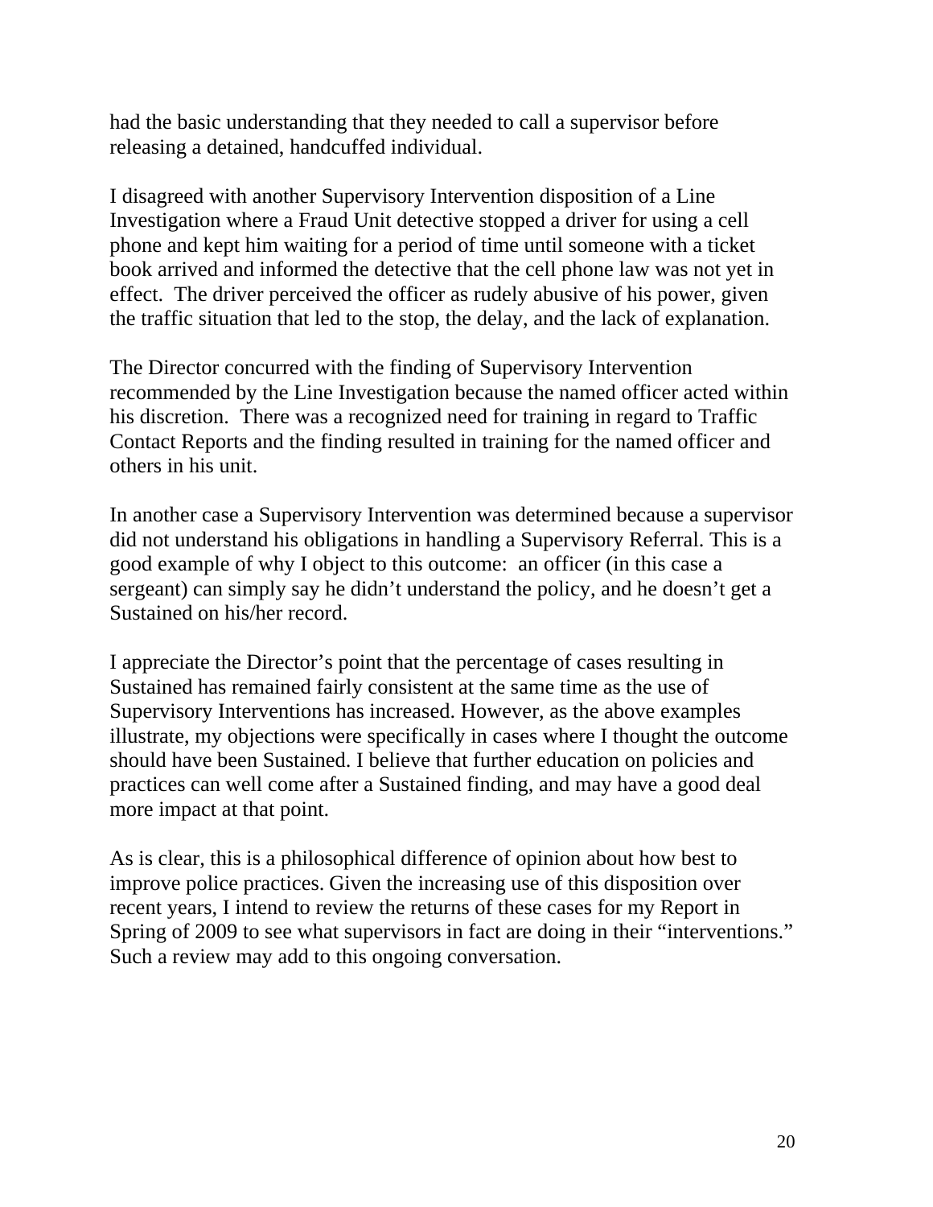had the basic understanding that they needed to call a supervisor before releasing a detained, handcuffed individual.

I disagreed with another Supervisory Intervention disposition of a Line Investigation where a Fraud Unit detective stopped a driver for using a cell phone and kept him waiting for a period of time until someone with a ticket book arrived and informed the detective that the cell phone law was not yet in effect. The driver perceived the officer as rudely abusive of his power, given the traffic situation that led to the stop, the delay, and the lack of explanation.

The Director concurred with the finding of Supervisory Intervention recommended by the Line Investigation because the named officer acted within his discretion. There was a recognized need for training in regard to Traffic Contact Reports and the finding resulted in training for the named officer and others in his unit.

In another case a Supervisory Intervention was determined because a supervisor did not understand his obligations in handling a Supervisory Referral. This is a good example of why I object to this outcome: an officer (in this case a sergeant) can simply say he didn't understand the policy, and he doesn't get a Sustained on his/her record.

I appreciate the Director's point that the percentage of cases resulting in Sustained has remained fairly consistent at the same time as the use of Supervisory Interventions has increased. However, as the above examples illustrate, my objections were specifically in cases where I thought the outcome should have been Sustained. I believe that further education on policies and practices can well come after a Sustained finding, and may have a good deal more impact at that point.

As is clear, this is a philosophical difference of opinion about how best to improve police practices. Given the increasing use of this disposition over recent years, I intend to review the returns of these cases for my Report in Spring of 2009 to see what supervisors in fact are doing in their "interventions." Such a review may add to this ongoing conversation.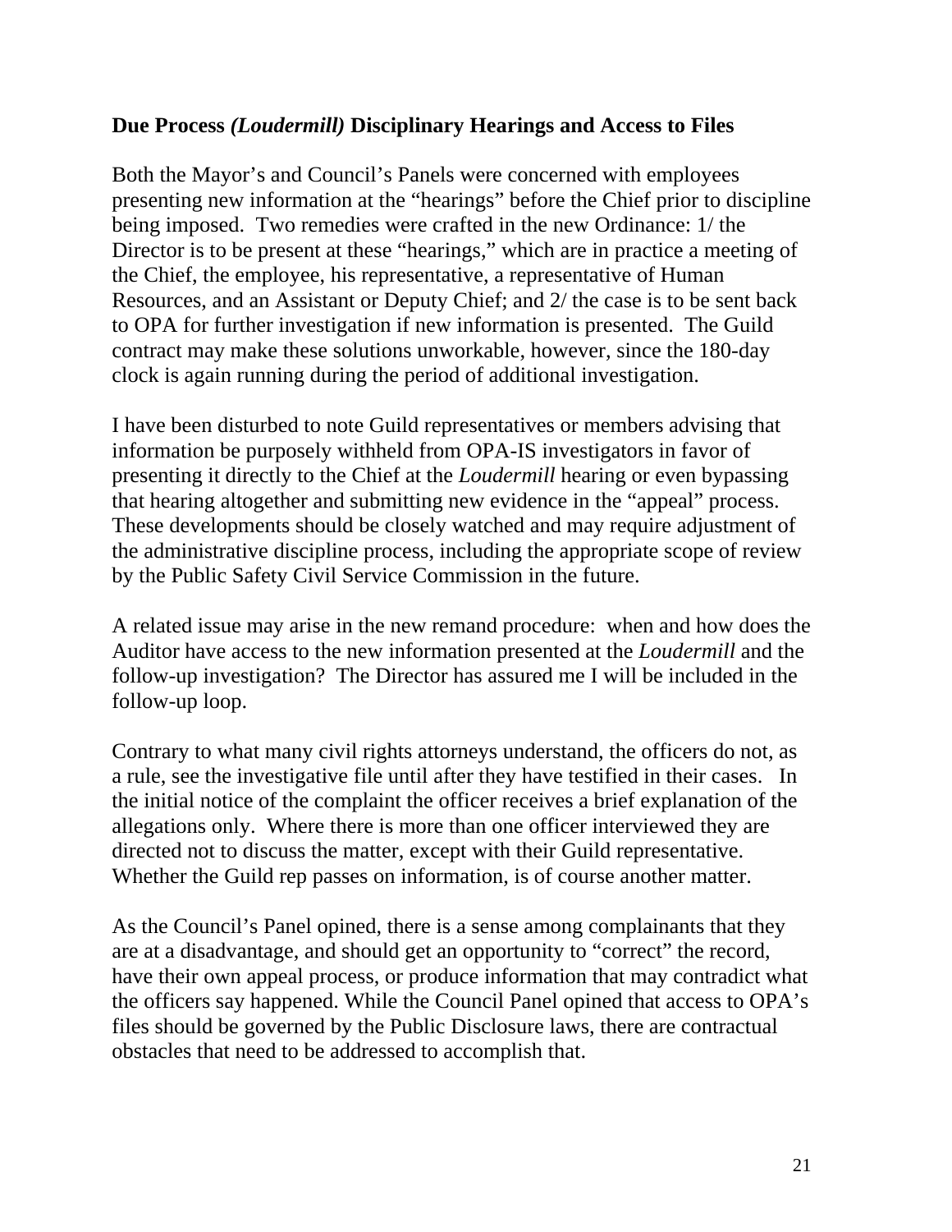### **Due Process *(Loudermill)* Disciplinary Hearings and Access to Files**

Both the Mayor's and Council's Panels were concerned with employees presenting new information at the "hearings" before the Chief prior to discipline being imposed. Two remedies were crafted in the new Ordinance: 1/ the Director is to be present at these "hearings," which are in practice a meeting of the Chief, the employee, his representative, a representative of Human Resources, and an Assistant or Deputy Chief; and 2/ the case is to be sent back to OPA for further investigation if new information is presented. The Guild contract may make these solutions unworkable, however, since the 180-day clock is again running during the period of additional investigation.

I have been disturbed to note Guild representatives or members advising that information be purposely withheld from OPA-IS investigators in favor of presenting it directly to the Chief at the *Loudermill* hearing or even bypassing that hearing altogether and submitting new evidence in the "appeal" process. These developments should be closely watched and may require adjustment of the administrative discipline process, including the appropriate scope of review by the Public Safety Civil Service Commission in the future.

A related issue may arise in the new remand procedure: when and how does the Auditor have access to the new information presented at the *Loudermill* and the follow-up investigation? The Director has assured me I will be included in the follow-up loop.

Contrary to what many civil rights attorneys understand, the officers do not, as a rule, see the investigative file until after they have testified in their cases. In the initial notice of the complaint the officer receives a brief explanation of the allegations only. Where there is more than one officer interviewed they are directed not to discuss the matter, except with their Guild representative. Whether the Guild rep passes on information, is of course another matter.

As the Council's Panel opined, there is a sense among complainants that they are at a disadvantage, and should get an opportunity to "correct" the record, have their own appeal process, or produce information that may contradict what the officers say happened. While the Council Panel opined that access to OPA's files should be governed by the Public Disclosure laws, there are contractual obstacles that need to be addressed to accomplish that.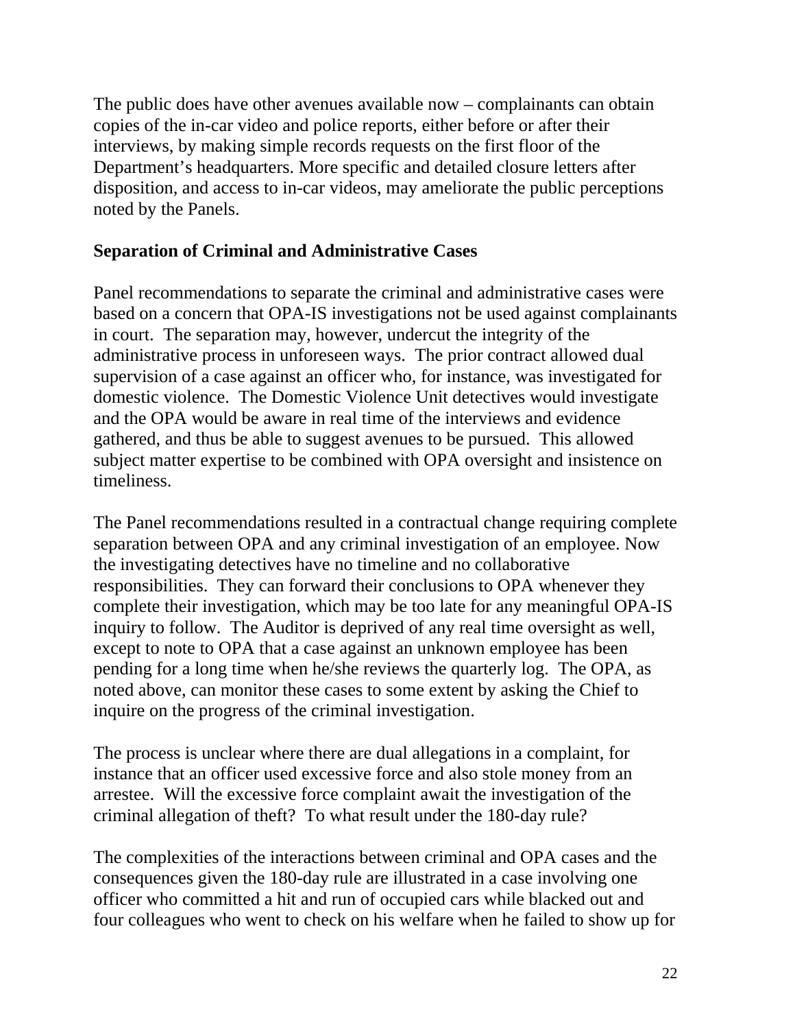The public does have other avenues available now – complainants can obtain copies of the in-car video and police reports, either before or after their interviews, by making simple records requests on the first floor of the Department's headquarters. More specific and detailed closure letters after disposition, and access to in-car videos, may ameliorate the public perceptions noted by the Panels.

**Separation of Criminal and Administrative Cases**

Panel recommendations to separate the criminal and administrative cases were based on a concern that OPA-IS investigations not be used against complainants in court. The separation may, however, undercut the integrity of the administrative process in unforeseen ways. The prior contract allowed dual supervision of a case against an officer who, for instance, was investigated for domestic violence. The Domestic Violence Unit detectives would investigate and the OPA would be aware in real time of the interviews and evidence gathered, and thus be able to suggest avenues to be pursued. This allowed subject matter expertise to be combined with OPA oversight and insistence on timeliness.

The Panel recommendations resulted in a contractual change requiring complete separation between OPA and any criminal investigation of an employee. Now the investigating detectives have no timeline and no collaborative responsibilities. They can forward their conclusions to OPA whenever they complete their investigation, which may be too late for any meaningful OPA-IS inquiry to follow. The Auditor is deprived of any real time oversight as well, except to note to OPA that a case against an unknown employee has been pending for a long time when he/she reviews the quarterly log. The OPA, as noted above, can monitor these cases to some extent by asking the Chief to inquire on the progress of the criminal investigation.

The process is unclear where there are dual allegations in a complaint, for instance that an officer used excessive force and also stole money from an arrestee. Will the excessive force complaint await the investigation of the criminal allegation of theft? To what result under the 180-day rule?

The complexities of the interactions between criminal and OPA cases and the consequences given the 180-day rule are illustrated in a case involving one officer who committed a hit and run of occupied cars while blacked out and four colleagues who went to check on his welfare when he failed to show up for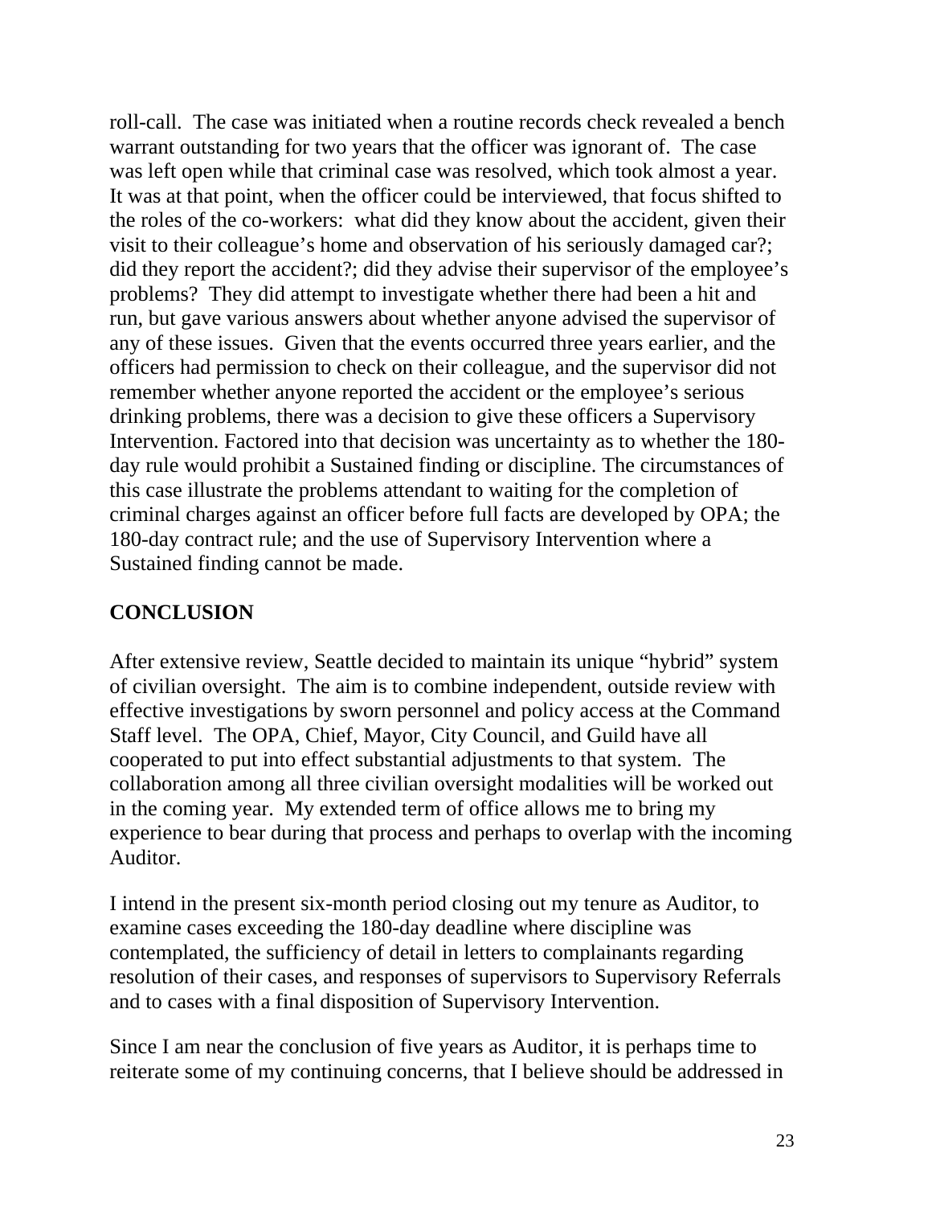roll-call. The case was initiated when a routine records check revealed a bench warrant outstanding for two years that the officer was ignorant of. The case was left open while that criminal case was resolved, which took almost a year. It was at that point, when the officer could be interviewed, that focus shifted to the roles of the co-workers: what did they know about the accident, given their visit to their colleague's home and observation of his seriously damaged car?; did they report the accident?; did they advise their supervisor of the employee's problems? They did attempt to investigate whether there had been a hit and run, but gave various answers about whether anyone advised the supervisor of any of these issues. Given that the events occurred three years earlier, and the officers had permission to check on their colleague, and the supervisor did not remember whether anyone reported the accident or the employee's serious drinking problems, there was a decision to give these officers a Supervisory Intervention. Factored into that decision was uncertainty as to whether the 180-day rule would prohibit a Sustained finding or discipline. The circumstances of this case illustrate the problems attendant to waiting for the completion of criminal charges against an officer before full facts are developed by OPA; the 180-day contract rule; and the use of Supervisory Intervention where a Sustained finding cannot be made.

## CONCLUSION

After extensive review, Seattle decided to maintain its unique "hybrid" system of civilian oversight. The aim is to combine independent, outside review with effective investigations by sworn personnel and policy access at the Command Staff level. The OPA, Chief, Mayor, City Council, and Guild have all cooperated to put into effect substantial adjustments to that system. The collaboration among all three civilian oversight modalities will be worked out in the coming year. My extended term of office allows me to bring my experience to bear during that process and perhaps to overlap with the incoming Auditor.

I intend in the present six-month period closing out my tenure as Auditor, to examine cases exceeding the 180-day deadline where discipline was contemplated, the sufficiency of detail in letters to complainants regarding resolution of their cases, and responses of supervisors to Supervisory Referrals and to cases with a final disposition of Supervisory Intervention.

Since I am near the conclusion of five years as Auditor, it is perhaps time to reiterate some of my continuing concerns, that I believe should be addressed in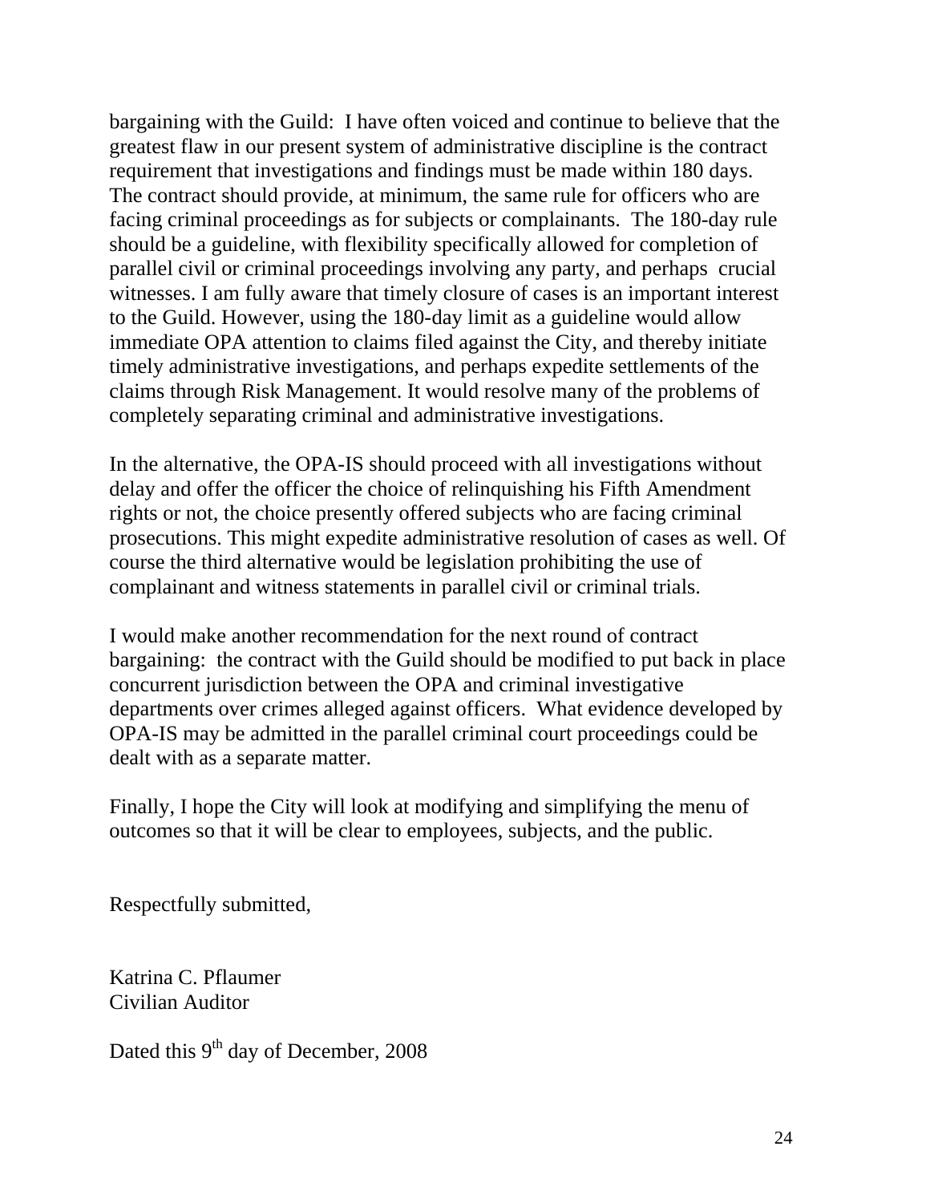bargaining with the Guild: I have often voiced and continue to believe that the greatest flaw in our present system of administrative discipline is the contract requirement that investigations and findings must be made within 180 days. The contract should provide, at minimum, the same rule for officers who are facing criminal proceedings as for subjects or complainants. The 180-day rule should be a guideline, with flexibility specifically allowed for completion of parallel civil or criminal proceedings involving any party, and perhaps crucial witnesses. I am fully aware that timely closure of cases is an important interest to the Guild. However, using the 180-day limit as a guideline would allow immediate OPA attention to claims filed against the City, and thereby initiate timely administrative investigations, and perhaps expedite settlements of the claims through Risk Management. It would resolve many of the problems of completely separating criminal and administrative investigations.

In the alternative, the OPA-IS should proceed with all investigations without delay and offer the officer the choice of relinquishing his Fifth Amendment rights or not, the choice presently offered subjects who are facing criminal prosecutions. This might expedite administrative resolution of cases as well. Of course the third alternative would be legislation prohibiting the use of complainant and witness statements in parallel civil or criminal trials.

I would make another recommendation for the next round of contract bargaining: the contract with the Guild should be modified to put back in place concurrent jurisdiction between the OPA and criminal investigative departments over crimes alleged against officers. What evidence developed by OPA-IS may be admitted in the parallel criminal court proceedings could be dealt with as a separate matter.

Finally, I hope the City will look at modifying and simplifying the menu of outcomes so that it will be clear to employees, subjects, and the public.

Respectfully submitted,

Katrina C. Pflaumer
Civilian Auditor

Dated this 9th day of December, 2008